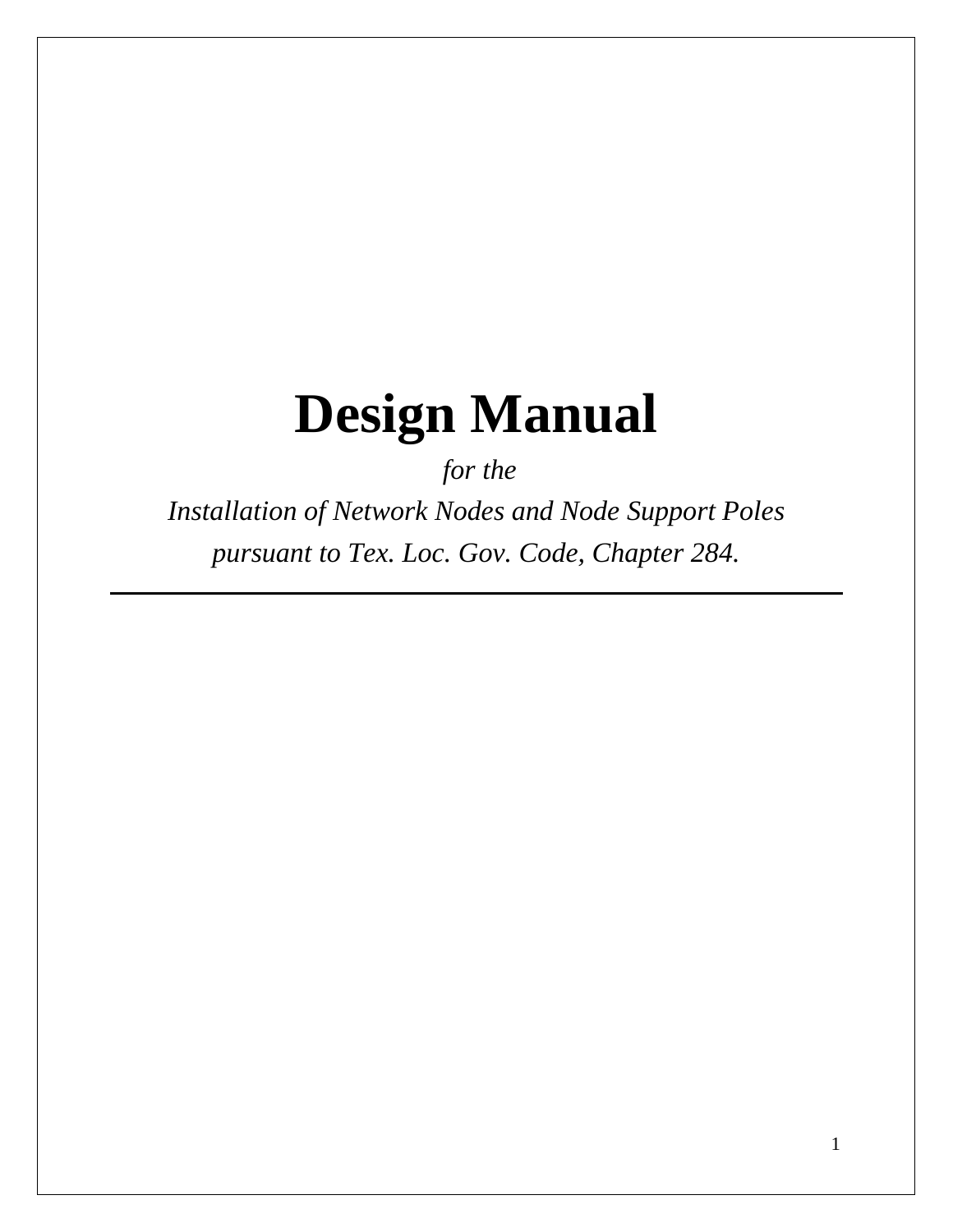# Design Manual

*for the*

*Installation of Network Nodes and Node Support Poles*

*pursuant to Tex. Loc. Gov. Code, Chapter 284.*

---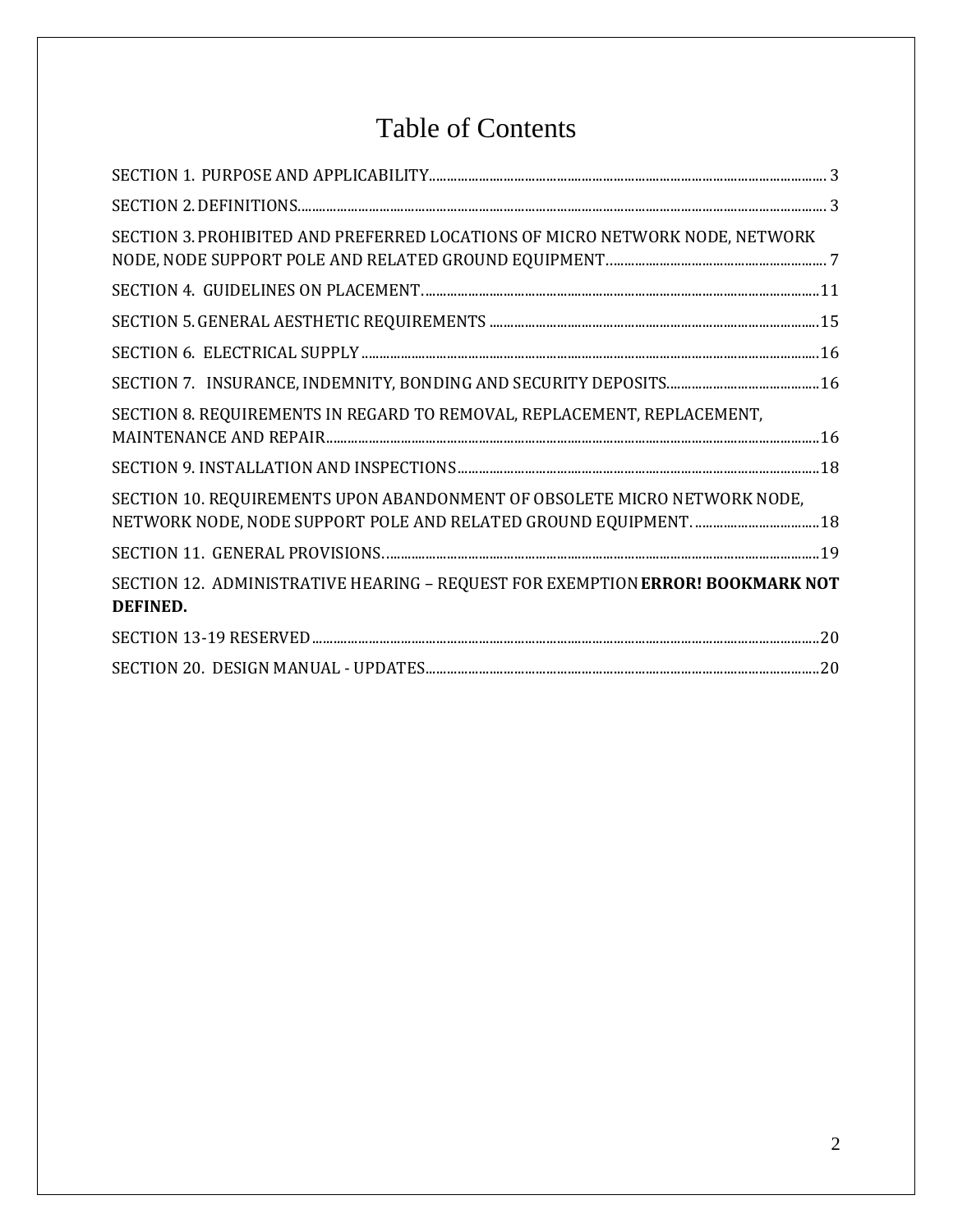# Table of Contents

SECTION 1. PURPOSE AND APPLICABILITY ..... 3

SECTION 2. DEFINITIONS ..... 3

SECTION 3. PROHIBITED AND PREFERRED LOCATIONS OF MICRO NETWORK NODE, NETWORK NODE, NODE SUPPORT POLE AND RELATED GROUND EQUIPMENT ..... 7

SECTION 4. GUIDELINES ON PLACEMENT ..... 11

SECTION 5. GENERAL AESTHETIC REQUIREMENTS ..... 15

SECTION 6. ELECTRICAL SUPPLY ..... 16

SECTION 7. INSURANCE, INDEMNITY, BONDING AND SECURITY DEPOSITS ..... 16

SECTION 8. REQUIREMENTS IN REGARD TO REMOVAL, REPLACEMENT, REPLACEMENT, MAINTENANCE AND REPAIR ..... 16

SECTION 9. INSTALLATION AND INSPECTIONS ..... 18

SECTION 10. REQUIREMENTS UPON ABANDONMENT OF OBSOLETE MICRO NETWORK NODE, NETWORK NODE, NODE SUPPORT POLE AND RELATED GROUND EQUIPMENT. ..... 18

SECTION 11. GENERAL PROVISIONS. ..... 19

SECTION 12. ADMINISTRATIVE HEARING – REQUEST FOR EXEMPTION **ERROR! BOOKMARK NOT DEFINED.**

SECTION 13-19 RESERVED ..... 20

SECTION 20. DESIGN MANUAL - UPDATES ..... 20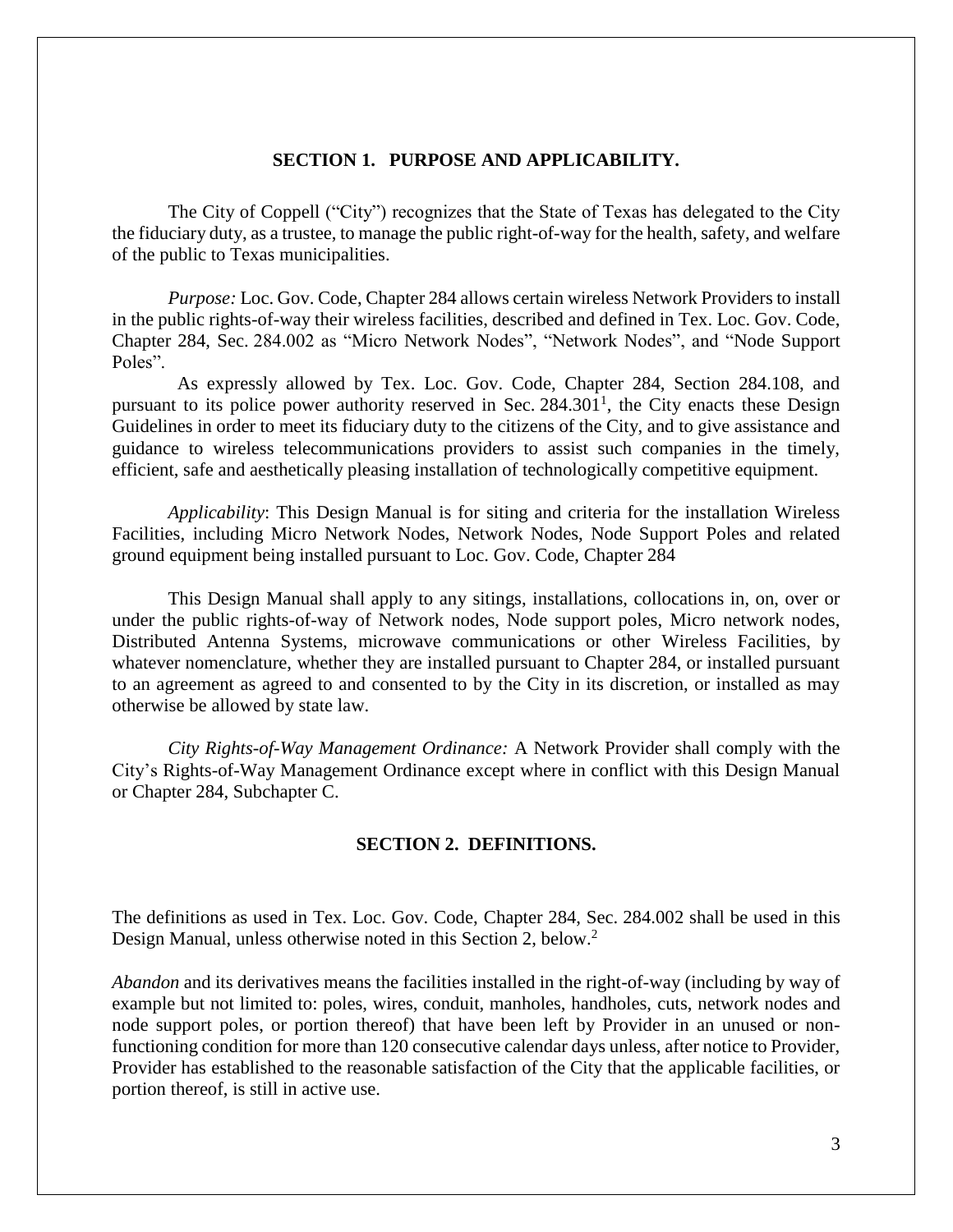## SECTION 1. PURPOSE AND APPLICABILITY.

The City of Coppell ("City") recognizes that the State of Texas has delegated to the City the fiduciary duty, as a trustee, to manage the public right-of-way for the health, safety, and welfare of the public to Texas municipalities.

*Purpose:* Loc. Gov. Code, Chapter 284 allows certain wireless Network Providers to install in the public rights-of-way their wireless facilities, described and defined in Tex. Loc. Gov. Code, Chapter 284, Sec. 284.002 as "Micro Network Nodes", "Network Nodes", and "Node Support Poles".

As expressly allowed by Tex. Loc. Gov. Code, Chapter 284, Section 284.108, and pursuant to its police power authority reserved in Sec. 284.301[1], the City enacts these Design Guidelines in order to meet its fiduciary duty to the citizens of the City, and to give assistance and guidance to wireless telecommunications providers to assist such companies in the timely, efficient, safe and aesthetically pleasing installation of technologically competitive equipment.

*Applicability*: This Design Manual is for siting and criteria for the installation Wireless Facilities, including Micro Network Nodes, Network Nodes, Node Support Poles and related ground equipment being installed pursuant to Loc. Gov. Code, Chapter 284

This Design Manual shall apply to any sitings, installations, collocations in, on, over or under the public rights-of-way of Network nodes, Node support poles, Micro network nodes, Distributed Antenna Systems, microwave communications or other Wireless Facilities, by whatever nomenclature, whether they are installed pursuant to Chapter 284, or installed pursuant to an agreement as agreed to and consented to by the City in its discretion, or installed as may otherwise be allowed by state law.

*City Rights-of-Way Management Ordinance:* A Network Provider shall comply with the City's Rights-of-Way Management Ordinance except where in conflict with this Design Manual or Chapter 284, Subchapter C.

## SECTION 2. DEFINITIONS.

The definitions as used in Tex. Loc. Gov. Code, Chapter 284, Sec. 284.002 shall be used in this Design Manual, unless otherwise noted in this Section 2, below.[2]

*Abandon* and its derivatives means the facilities installed in the right-of-way (including by way of example but not limited to: poles, wires, conduit, manholes, handholes, cuts, network nodes and node support poles, or portion thereof) that have been left by Provider in an unused or non-functioning condition for more than 120 consecutive calendar days unless, after notice to Provider, Provider has established to the reasonable satisfaction of the City that the applicable facilities, or portion thereof, is still in active use.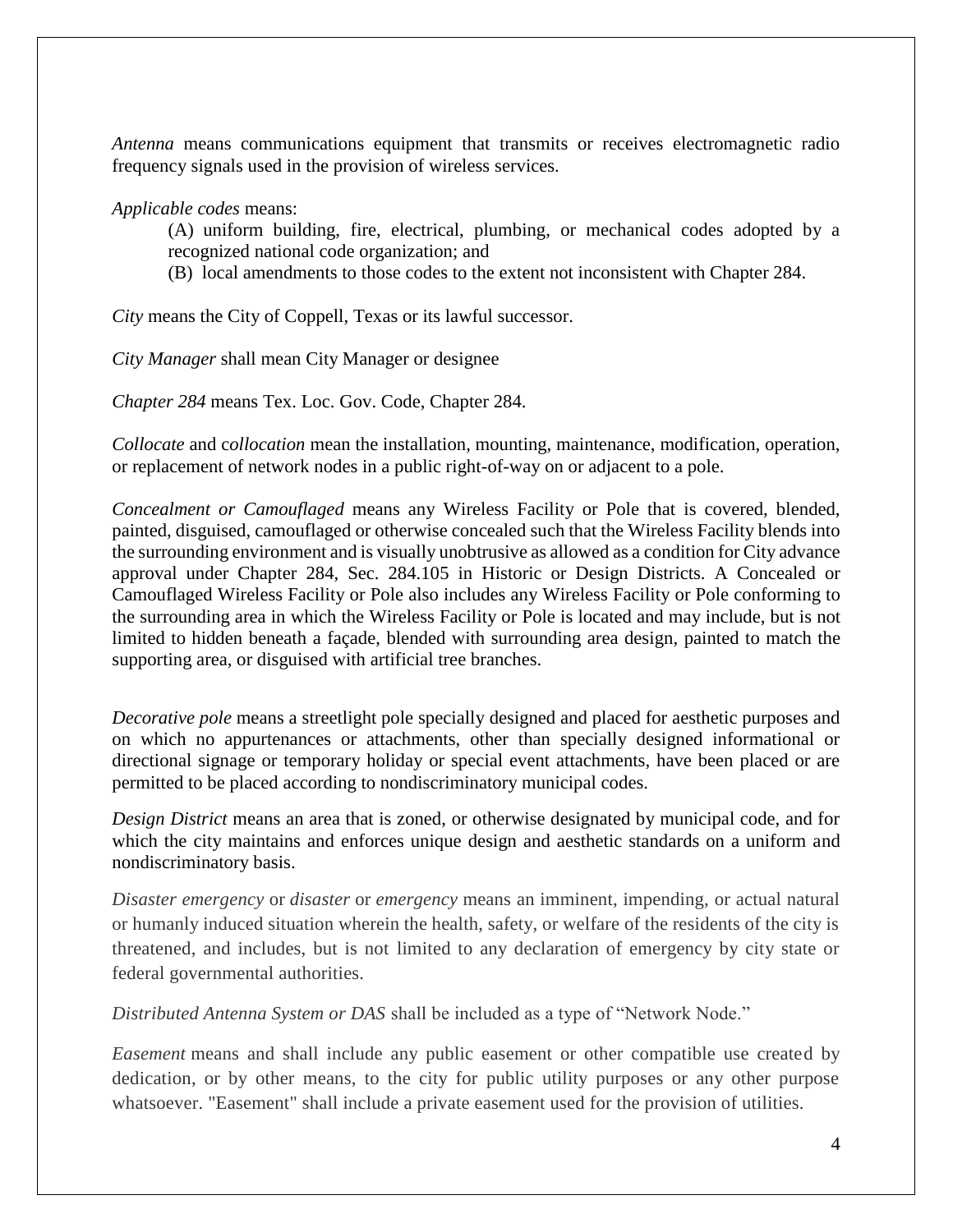*Antenna* means communications equipment that transmits or receives electromagnetic radio frequency signals used in the provision of wireless services.

*Applicable codes* means:

(A) uniform building, fire, electrical, plumbing, or mechanical codes adopted by a recognized national code organization; and

(B) local amendments to those codes to the extent not inconsistent with Chapter 284.

*City* means the City of Coppell, Texas or its lawful successor.

*City Manager* shall mean City Manager or designee

*Chapter 284* means Tex. Loc. Gov. Code, Chapter 284.

*Collocate* and c*ollocation* mean the installation, mounting, maintenance, modification, operation, or replacement of network nodes in a public right-of-way on or adjacent to a pole.

*Concealment or Camouflaged* means any Wireless Facility or Pole that is covered, blended, painted, disguised, camouflaged or otherwise concealed such that the Wireless Facility blends into the surrounding environment and is visually unobtrusive as allowed as a condition for City advance approval under Chapter 284, Sec. 284.105 in Historic or Design Districts. A Concealed or Camouflaged Wireless Facility or Pole also includes any Wireless Facility or Pole conforming to the surrounding area in which the Wireless Facility or Pole is located and may include, but is not limited to hidden beneath a façade, blended with surrounding area design, painted to match the supporting area, or disguised with artificial tree branches.

*Decorative pole* means a streetlight pole specially designed and placed for aesthetic purposes and on which no appurtenances or attachments, other than specially designed informational or directional signage or temporary holiday or special event attachments, have been placed or are permitted to be placed according to nondiscriminatory municipal codes.

*Design District* means an area that is zoned, or otherwise designated by municipal code, and for which the city maintains and enforces unique design and aesthetic standards on a uniform and nondiscriminatory basis.

*Disaster emergency* or *disaster* or *emergency* means an imminent, impending, or actual natural or humanly induced situation wherein the health, safety, or welfare of the residents of the city is threatened, and includes, but is not limited to any declaration of emergency by city state or federal governmental authorities.

*Distributed Antenna System or DAS* shall be included as a type of "Network Node."

*Easement* means and shall include any public easement or other compatible use created by dedication, or by other means, to the city for public utility purposes or any other purpose whatsoever. "Easement" shall include a private easement used for the provision of utilities.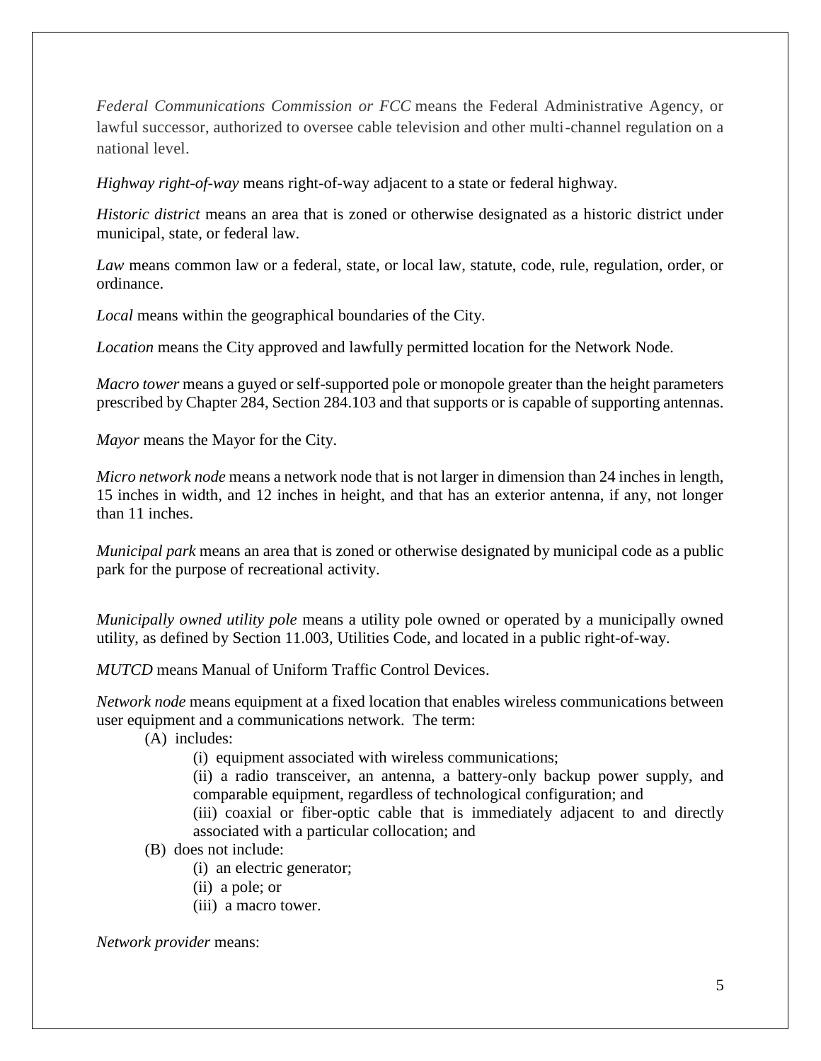*Federal Communications Commission or FCC* means the Federal Administrative Agency, or lawful successor, authorized to oversee cable television and other multi-channel regulation on a national level.

*Highway right-of-way* means right-of-way adjacent to a state or federal highway.

*Historic district* means an area that is zoned or otherwise designated as a historic district under municipal, state, or federal law.

*Law* means common law or a federal, state, or local law, statute, code, rule, regulation, order, or ordinance.

*Local* means within the geographical boundaries of the City.

*Location* means the City approved and lawfully permitted location for the Network Node.

*Macro tower* means a guyed or self-supported pole or monopole greater than the height parameters prescribed by Chapter 284, Section 284.103 and that supports or is capable of supporting antennas.

*Mayor* means the Mayor for the City.

*Micro network node* means a network node that is not larger in dimension than 24 inches in length, 15 inches in width, and 12 inches in height, and that has an exterior antenna, if any, not longer than 11 inches.

*Municipal park* means an area that is zoned or otherwise designated by municipal code as a public park for the purpose of recreational activity.

*Municipally owned utility pole* means a utility pole owned or operated by a municipally owned utility, as defined by Section 11.003, Utilities Code, and located in a public right-of-way.

*MUTCD* means Manual of Uniform Traffic Control Devices.

*Network node* means equipment at a fixed location that enables wireless communications between user equipment and a communications network. The term:

- (A) includes:
  - (i) equipment associated with wireless communications;
  - (ii) a radio transceiver, an antenna, a battery-only backup power supply, and comparable equipment, regardless of technological configuration; and
  - (iii) coaxial or fiber-optic cable that is immediately adjacent to and directly associated with a particular collocation; and
- (B) does not include:
  - (i) an electric generator;
  - (ii) a pole; or
  - (iii) a macro tower.

*Network provider* means: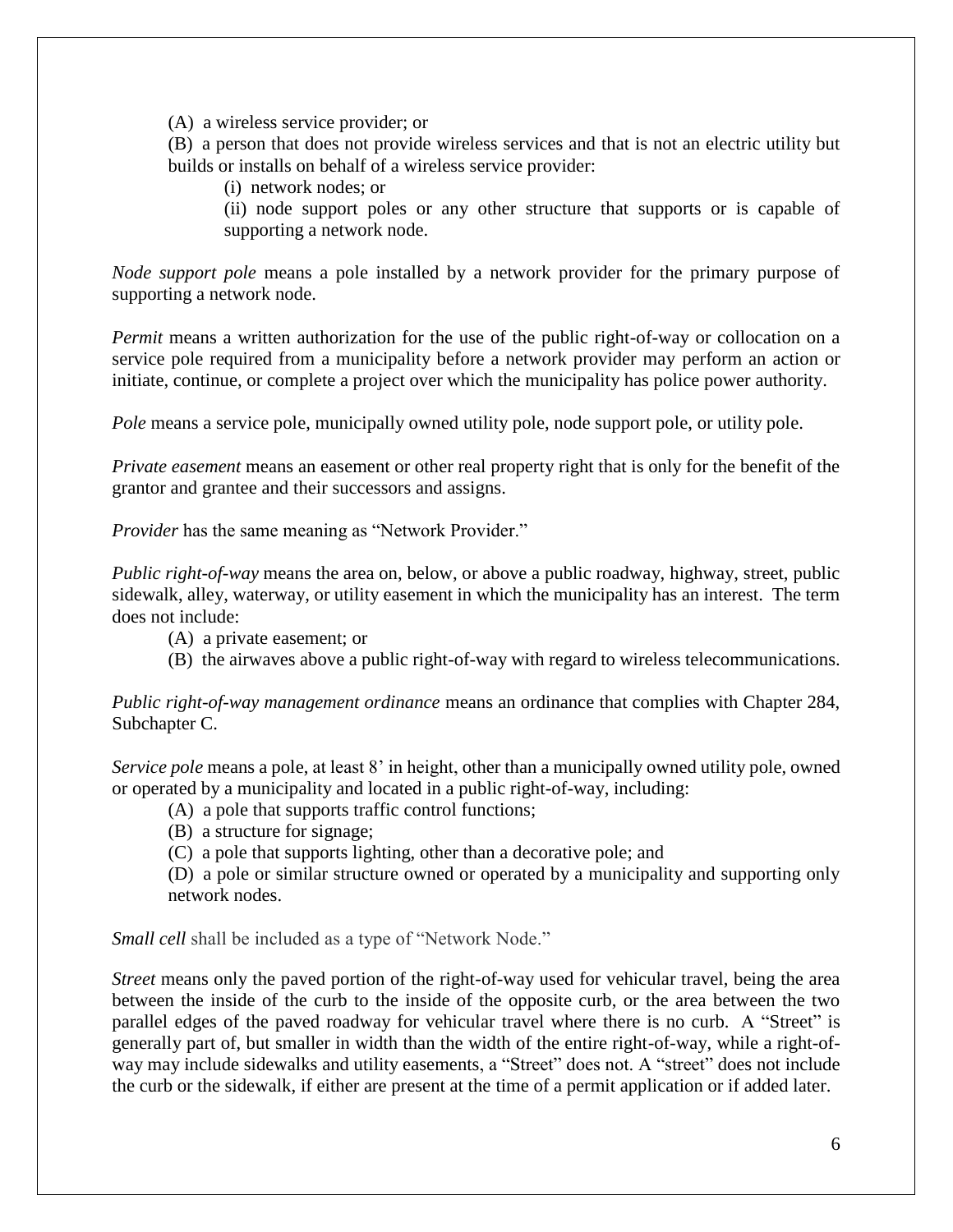(A) a wireless service provider; or

(B) a person that does not provide wireless services and that is not an electric utility but builds or installs on behalf of a wireless service provider:

(i) network nodes; or

(ii) node support poles or any other structure that supports or is capable of supporting a network node.

*Node support pole* means a pole installed by a network provider for the primary purpose of supporting a network node.

*Permit* means a written authorization for the use of the public right-of-way or collocation on a service pole required from a municipality before a network provider may perform an action or initiate, continue, or complete a project over which the municipality has police power authority.

*Pole* means a service pole, municipally owned utility pole, node support pole, or utility pole.

*Private easement* means an easement or other real property right that is only for the benefit of the grantor and grantee and their successors and assigns.

*Provider* has the same meaning as "Network Provider."

*Public right-of-way* means the area on, below, or above a public roadway, highway, street, public sidewalk, alley, waterway, or utility easement in which the municipality has an interest. The term does not include:

(A) a private easement; or

(B) the airwaves above a public right-of-way with regard to wireless telecommunications.

*Public right-of-way management ordinance* means an ordinance that complies with Chapter 284, Subchapter C.

*Service pole* means a pole, at least 8' in height, other than a municipally owned utility pole, owned or operated by a municipality and located in a public right-of-way, including:

(A) a pole that supports traffic control functions;

(B) a structure for signage;

(C) a pole that supports lighting, other than a decorative pole; and

(D) a pole or similar structure owned or operated by a municipality and supporting only network nodes.

*Small cell* shall be included as a type of "Network Node."

*Street* means only the paved portion of the right-of-way used for vehicular travel, being the area between the inside of the curb to the inside of the opposite curb, or the area between the two parallel edges of the paved roadway for vehicular travel where there is no curb. A "Street" is generally part of, but smaller in width than the width of the entire right-of-way, while a right-of-way may include sidewalks and utility easements, a "Street" does not. A "street" does not include the curb or the sidewalk, if either are present at the time of a permit application or if added later.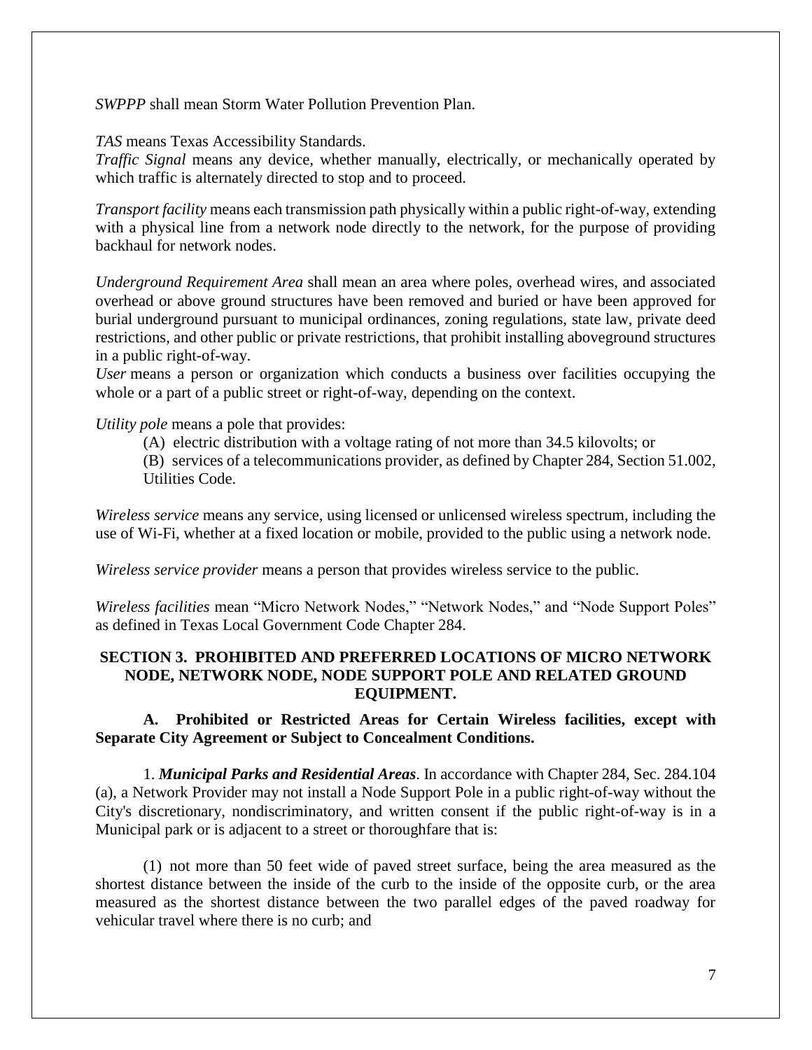*SWPPP* shall mean Storm Water Pollution Prevention Plan.

*TAS* means Texas Accessibility Standards.

*Traffic Signal* means any device, whether manually, electrically, or mechanically operated by which traffic is alternately directed to stop and to proceed.

*Transport facility* means each transmission path physically within a public right-of-way, extending with a physical line from a network node directly to the network, for the purpose of providing backhaul for network nodes.

*Underground Requirement Area* shall mean an area where poles, overhead wires, and associated overhead or above ground structures have been removed and buried or have been approved for burial underground pursuant to municipal ordinances, zoning regulations, state law, private deed restrictions, and other public or private restrictions, that prohibit installing aboveground structures in a public right-of-way.

*User* means a person or organization which conducts a business over facilities occupying the whole or a part of a public street or right-of-way, depending on the context.

*Utility pole* means a pole that provides:

(A) electric distribution with a voltage rating of not more than 34.5 kilovolts; or

(B) services of a telecommunications provider, as defined by Chapter 284, Section 51.002, Utilities Code.

*Wireless service* means any service, using licensed or unlicensed wireless spectrum, including the use of Wi-Fi, whether at a fixed location or mobile, provided to the public using a network node.

*Wireless service provider* means a person that provides wireless service to the public.

*Wireless facilities* mean "Micro Network Nodes," "Network Nodes," and "Node Support Poles" as defined in Texas Local Government Code Chapter 284.

## SECTION 3. PROHIBITED AND PREFERRED LOCATIONS OF MICRO NETWORK NODE, NETWORK NODE, NODE SUPPORT POLE AND RELATED GROUND EQUIPMENT.

**A. Prohibited or Restricted Areas for Certain Wireless facilities, except with Separate City Agreement or Subject to Concealment Conditions.**

1. ***Municipal Parks and Residential Areas***. In accordance with Chapter 284, Sec. 284.104 (a), a Network Provider may not install a Node Support Pole in a public right-of-way without the City's discretionary, nondiscriminatory, and written consent if the public right-of-way is in a Municipal park or is adjacent to a street or thoroughfare that is:

(1) not more than 50 feet wide of paved street surface, being the area measured as the shortest distance between the inside of the curb to the inside of the opposite curb, or the area measured as the shortest distance between the two parallel edges of the paved roadway for vehicular travel where there is no curb; and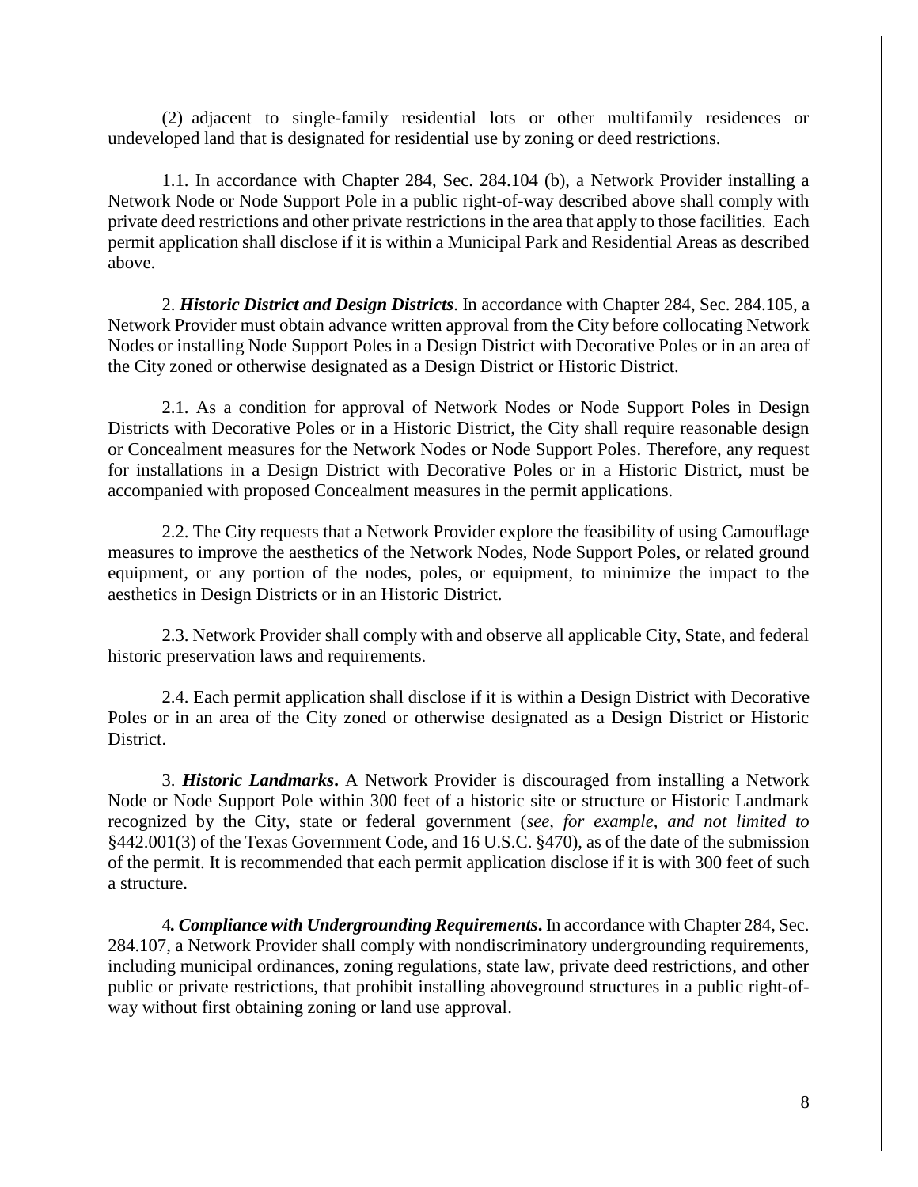(2) adjacent to single-family residential lots or other multifamily residences or undeveloped land that is designated for residential use by zoning or deed restrictions.

1.1. In accordance with Chapter 284, Sec. 284.104 (b), a Network Provider installing a Network Node or Node Support Pole in a public right-of-way described above shall comply with private deed restrictions and other private restrictions in the area that apply to those facilities. Each permit application shall disclose if it is within a Municipal Park and Residential Areas as described above.

2. ***Historic District and Design Districts***. In accordance with Chapter 284, Sec. 284.105, a Network Provider must obtain advance written approval from the City before collocating Network Nodes or installing Node Support Poles in a Design District with Decorative Poles or in an area of the City zoned or otherwise designated as a Design District or Historic District.

2.1. As a condition for approval of Network Nodes or Node Support Poles in Design Districts with Decorative Poles or in a Historic District, the City shall require reasonable design or Concealment measures for the Network Nodes or Node Support Poles. Therefore, any request for installations in a Design District with Decorative Poles or in a Historic District, must be accompanied with proposed Concealment measures in the permit applications.

2.2. The City requests that a Network Provider explore the feasibility of using Camouflage measures to improve the aesthetics of the Network Nodes, Node Support Poles, or related ground equipment, or any portion of the nodes, poles, or equipment, to minimize the impact to the aesthetics in Design Districts or in an Historic District.

2.3. Network Provider shall comply with and observe all applicable City, State, and federal historic preservation laws and requirements.

2.4. Each permit application shall disclose if it is within a Design District with Decorative Poles or in an area of the City zoned or otherwise designated as a Design District or Historic District.

3. ***Historic Landmarks***. A Network Provider is discouraged from installing a Network Node or Node Support Pole within 300 feet of a historic site or structure or Historic Landmark recognized by the City, state or federal government (*see, for example, and not limited to* §442.001(3) of the Texas Government Code, and 16 U.S.C. §470), as of the date of the submission of the permit. It is recommended that each permit application disclose if it is with 300 feet of such a structure.

4. ***Compliance with Undergrounding Requirements***. In accordance with Chapter 284, Sec. 284.107, a Network Provider shall comply with nondiscriminatory undergrounding requirements, including municipal ordinances, zoning regulations, state law, private deed restrictions, and other public or private restrictions, that prohibit installing aboveground structures in a public right-of-way without first obtaining zoning or land use approval.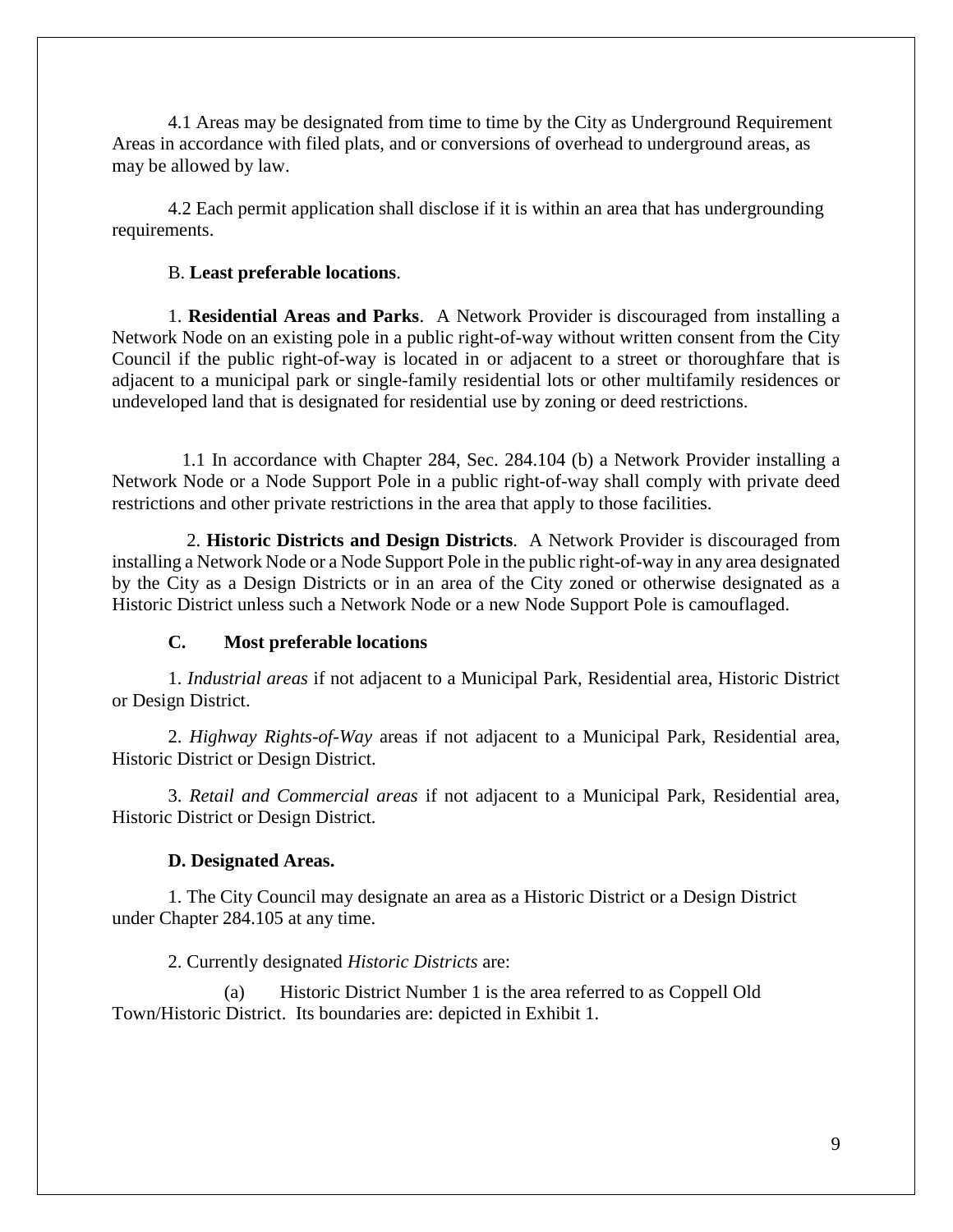4.1 Areas may be designated from time to time by the City as Underground Requirement Areas in accordance with filed plats, and or conversions of overhead to underground areas, as may be allowed by law.

4.2 Each permit application shall disclose if it is within an area that has undergrounding requirements.

B. **Least preferable locations**.

1. **Residential Areas and Parks**. A Network Provider is discouraged from installing a Network Node on an existing pole in a public right-of-way without written consent from the City Council if the public right-of-way is located in or adjacent to a street or thoroughfare that is adjacent to a municipal park or single-family residential lots or other multifamily residences or undeveloped land that is designated for residential use by zoning or deed restrictions.

1.1 In accordance with Chapter 284, Sec. 284.104 (b) a Network Provider installing a Network Node or a Node Support Pole in a public right-of-way shall comply with private deed restrictions and other private restrictions in the area that apply to those facilities.

2. **Historic Districts and Design Districts**. A Network Provider is discouraged from installing a Network Node or a Node Support Pole in the public right-of-way in any area designated by the City as a Design Districts or in an area of the City zoned or otherwise designated as a Historic District unless such a Network Node or a new Node Support Pole is camouflaged.

**C. Most preferable locations**

1. *Industrial areas* if not adjacent to a Municipal Park, Residential area, Historic District or Design District.

2. *Highway Rights-of-Way* areas if not adjacent to a Municipal Park, Residential area, Historic District or Design District.

3. *Retail and Commercial areas* if not adjacent to a Municipal Park, Residential area, Historic District or Design District.

**D. Designated Areas.**

1. The City Council may designate an area as a Historic District or a Design District under Chapter 284.105 at any time.

2. Currently designated *Historic Districts* are:

(a) Historic District Number 1 is the area referred to as Coppell Old Town/Historic District. Its boundaries are: depicted in Exhibit 1.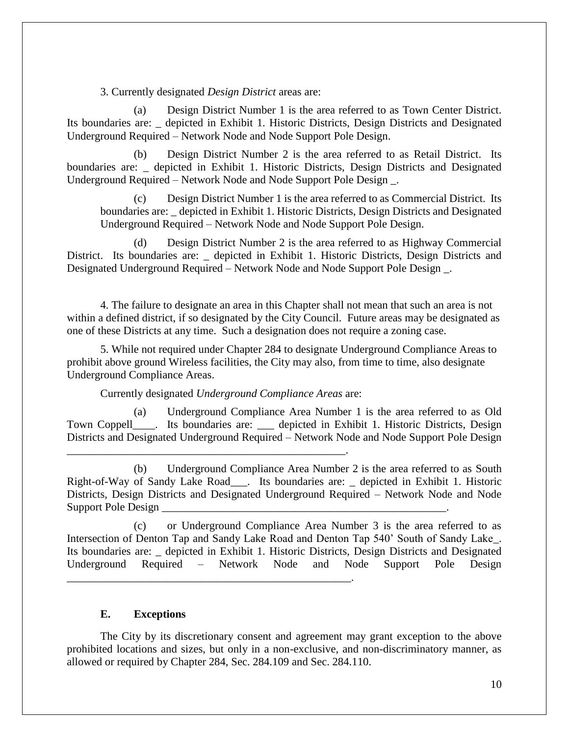3. Currently designated *Design District* areas are:

(a) Design District Number 1 is the area referred to as Town Center District. Its boundaries are: _ depicted in Exhibit 1. Historic Districts, Design Districts and Designated Underground Required – Network Node and Node Support Pole Design.

(b) Design District Number 2 is the area referred to as Retail District. Its boundaries are: _ depicted in Exhibit 1. Historic Districts, Design Districts and Designated Underground Required – Network Node and Node Support Pole Design _.

(c) Design District Number 1 is the area referred to as Commercial District. Its boundaries are: _ depicted in Exhibit 1. Historic Districts, Design Districts and Designated Underground Required – Network Node and Node Support Pole Design.

(d) Design District Number 2 is the area referred to as Highway Commercial District. Its boundaries are: _ depicted in Exhibit 1. Historic Districts, Design Districts and Designated Underground Required – Network Node and Node Support Pole Design _.

4. The failure to designate an area in this Chapter shall not mean that such an area is not within a defined district, if so designated by the City Council. Future areas may be designated as one of these Districts at any time. Such a designation does not require a zoning case.

5. While not required under Chapter 284 to designate Underground Compliance Areas to prohibit above ground Wireless facilities, the City may also, from time to time, also designate Underground Compliance Areas.

Currently designated *Underground Compliance Areas* are:

(a) Underground Compliance Area Number 1 is the area referred to as Old Town Coppell____. Its boundaries are: ___ depicted in Exhibit 1. Historic Districts, Design Districts and Designated Underground Required – Network Node and Node Support Pole Design ____________________________________________________.

(b) Underground Compliance Area Number 2 is the area referred to as South Right-of-Way of Sandy Lake Road___. Its boundaries are: _ depicted in Exhibit 1. Historic Districts, Design Districts and Designated Underground Required – Network Node and Node Support Pole Design ____________________________________________________.

(c) or Underground Compliance Area Number 3 is the area referred to as Intersection of Denton Tap and Sandy Lake Road and Denton Tap 540' South of Sandy Lake_. Its boundaries are: _ depicted in Exhibit 1. Historic Districts, Design Districts and Designated Underground Required – Network Node and Node Support Pole Design ____________________________________________________.

**E. Exceptions**

The City by its discretionary consent and agreement may grant exception to the above prohibited locations and sizes, but only in a non-exclusive, and non-discriminatory manner, as allowed or required by Chapter 284, Sec. 284.109 and Sec. 284.110.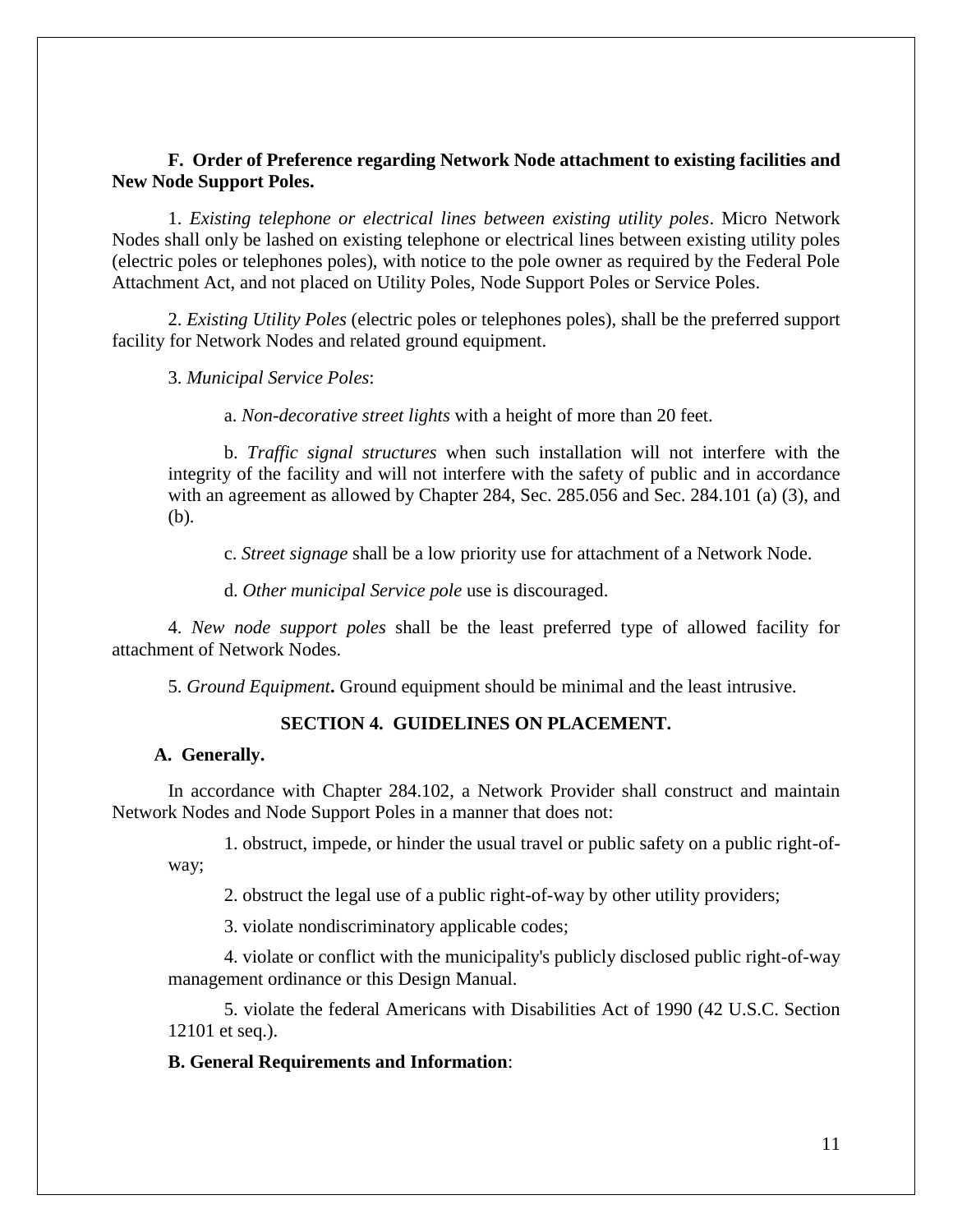**F. Order of Preference regarding Network Node attachment to existing facilities and New Node Support Poles.**

1. *Existing telephone or electrical lines between existing utility poles*. Micro Network Nodes shall only be lashed on existing telephone or electrical lines between existing utility poles (electric poles or telephones poles), with notice to the pole owner as required by the Federal Pole Attachment Act, and not placed on Utility Poles, Node Support Poles or Service Poles.

2. *Existing Utility Poles* (electric poles or telephones poles), shall be the preferred support facility for Network Nodes and related ground equipment.

3. *Municipal Service Poles*:

a. *Non-decorative street lights* with a height of more than 20 feet.

b. *Traffic signal structures* when such installation will not interfere with the integrity of the facility and will not interfere with the safety of public and in accordance with an agreement as allowed by Chapter 284, Sec. 285.056 and Sec. 284.101 (a) (3), and (b).

c. *Street signage* shall be a low priority use for attachment of a Network Node.

d. *Other municipal Service pole* use is discouraged.

4. *New node support poles* shall be the least preferred type of allowed facility for attachment of Network Nodes.

5. *Ground Equipment***.** Ground equipment should be minimal and the least intrusive.

## SECTION 4. GUIDELINES ON PLACEMENT.

### A. Generally.

In accordance with Chapter 284.102, a Network Provider shall construct and maintain Network Nodes and Node Support Poles in a manner that does not:

1. obstruct, impede, or hinder the usual travel or public safety on a public right-of-way;

2. obstruct the legal use of a public right-of-way by other utility providers;

3. violate nondiscriminatory applicable codes;

4. violate or conflict with the municipality's publicly disclosed public right-of-way management ordinance or this Design Manual.

5. violate the federal Americans with Disabilities Act of 1990 (42 U.S.C. Section 12101 et seq.).

### B. General Requirements and Information: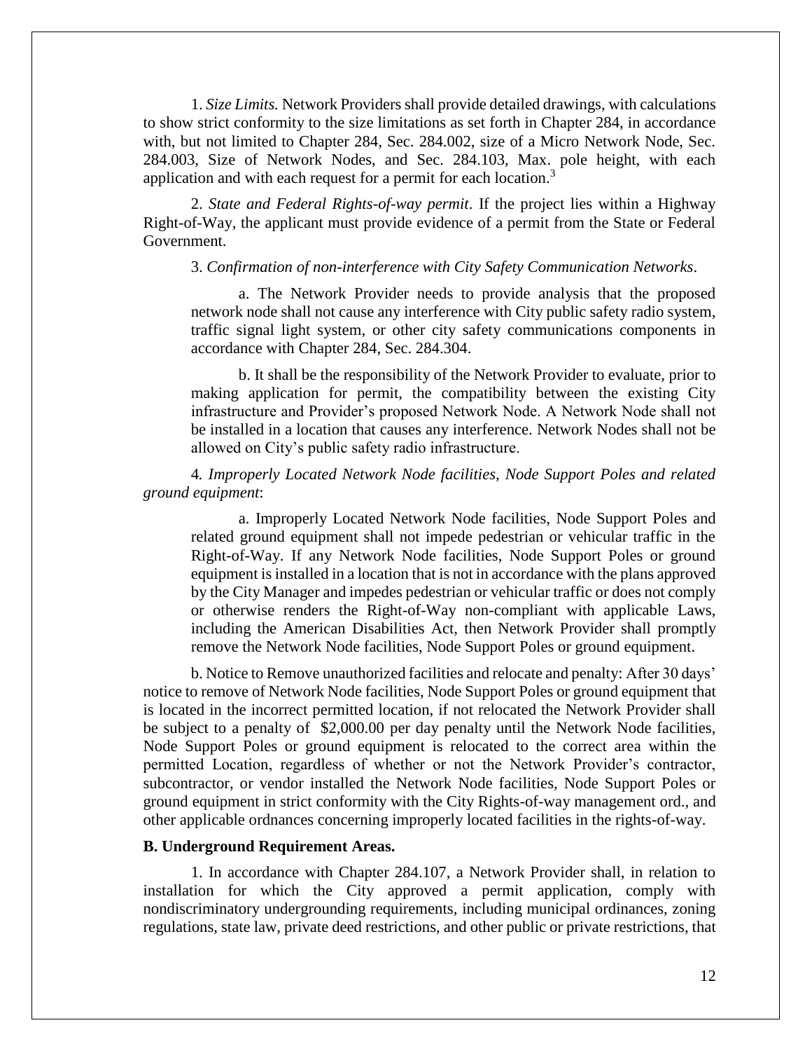1. *Size Limits.* Network Providers shall provide detailed drawings, with calculations to show strict conformity to the size limitations as set forth in Chapter 284, in accordance with, but not limited to Chapter 284, Sec. 284.002, size of a Micro Network Node, Sec. 284.003, Size of Network Nodes, and Sec. 284.103, Max. pole height, with each application and with each request for a permit for each location.[3]

2. *State and Federal Rights-of-way permit*. If the project lies within a Highway Right-of-Way, the applicant must provide evidence of a permit from the State or Federal Government.

3. *Confirmation of non-interference with City Safety Communication Networks*.

a. The Network Provider needs to provide analysis that the proposed network node shall not cause any interference with City public safety radio system, traffic signal light system, or other city safety communications components in accordance with Chapter 284, Sec. 284.304.

b. It shall be the responsibility of the Network Provider to evaluate, prior to making application for permit, the compatibility between the existing City infrastructure and Provider's proposed Network Node. A Network Node shall not be installed in a location that causes any interference. Network Nodes shall not be allowed on City's public safety radio infrastructure.

4. *Improperly Located Network Node facilities, Node Support Poles and related ground equipment*:

a. Improperly Located Network Node facilities, Node Support Poles and related ground equipment shall not impede pedestrian or vehicular traffic in the Right-of-Way. If any Network Node facilities, Node Support Poles or ground equipment is installed in a location that is not in accordance with the plans approved by the City Manager and impedes pedestrian or vehicular traffic or does not comply or otherwise renders the Right-of-Way non-compliant with applicable Laws, including the American Disabilities Act, then Network Provider shall promptly remove the Network Node facilities, Node Support Poles or ground equipment.

b. Notice to Remove unauthorized facilities and relocate and penalty: After 30 days' notice to remove of Network Node facilities, Node Support Poles or ground equipment that is located in the incorrect permitted location, if not relocated the Network Provider shall be subject to a penalty of $2,000.00 per day penalty until the Network Node facilities, Node Support Poles or ground equipment is relocated to the correct area within the permitted Location, regardless of whether or not the Network Provider's contractor, subcontractor, or vendor installed the Network Node facilities, Node Support Poles or ground equipment in strict conformity with the City Rights-of-way management ord., and other applicable ordnances concerning improperly located facilities in the rights-of-way.

**B. Underground Requirement Areas.**

1. In accordance with Chapter 284.107, a Network Provider shall, in relation to installation for which the City approved a permit application, comply with nondiscriminatory undergrounding requirements, including municipal ordinances, zoning regulations, state law, private deed restrictions, and other public or private restrictions, that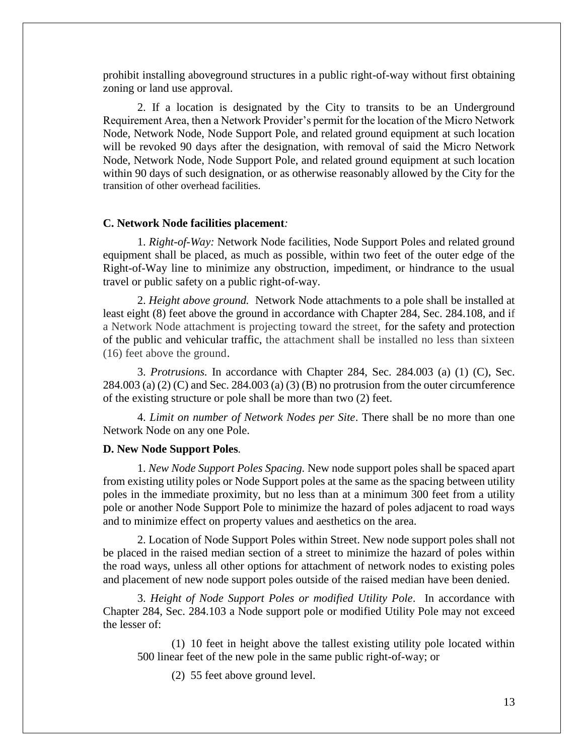prohibit installing aboveground structures in a public right-of-way without first obtaining zoning or land use approval.

2. If a location is designated by the City to transits to be an Underground Requirement Area, then a Network Provider's permit for the location of the Micro Network Node, Network Node, Node Support Pole, and related ground equipment at such location will be revoked 90 days after the designation, with removal of said the Micro Network Node, Network Node, Node Support Pole, and related ground equipment at such location within 90 days of such designation, or as otherwise reasonably allowed by the City for the transition of other overhead facilities.

**C. Network Node facilities placement***:*

1. *Right-of-Way:* Network Node facilities, Node Support Poles and related ground equipment shall be placed, as much as possible, within two feet of the outer edge of the Right-of-Way line to minimize any obstruction, impediment, or hindrance to the usual travel or public safety on a public right-of-way.

2. *Height above ground.* Network Node attachments to a pole shall be installed at least eight (8) feet above the ground in accordance with Chapter 284, Sec. 284.108, and if a Network Node attachment is projecting toward the street, for the safety and protection of the public and vehicular traffic, the attachment shall be installed no less than sixteen (16) feet above the ground.

3. *Protrusions.* In accordance with Chapter 284, Sec. 284.003 (a) (1) (C), Sec. 284.003 (a) (2) (C) and Sec. 284.003 (a) (3) (B) no protrusion from the outer circumference of the existing structure or pole shall be more than two (2) feet.

4. *Limit on number of Network Nodes per Site*. There shall be no more than one Network Node on any one Pole.

**D. New Node Support Poles***.*

1. *New Node Support Poles Spacing.* New node support poles shall be spaced apart from existing utility poles or Node Support poles at the same as the spacing between utility poles in the immediate proximity, but no less than at a minimum 300 feet from a utility pole or another Node Support Pole to minimize the hazard of poles adjacent to road ways and to minimize effect on property values and aesthetics on the area.

2. Location of Node Support Poles within Street. New node support poles shall not be placed in the raised median section of a street to minimize the hazard of poles within the road ways, unless all other options for attachment of network nodes to existing poles and placement of new node support poles outside of the raised median have been denied.

3. *Height of Node Support Poles or modified Utility Pole*. In accordance with Chapter 284, Sec. 284.103 a Node support pole or modified Utility Pole may not exceed the lesser of:

(1) 10 feet in height above the tallest existing utility pole located within 500 linear feet of the new pole in the same public right-of-way; or

(2) 55 feet above ground level.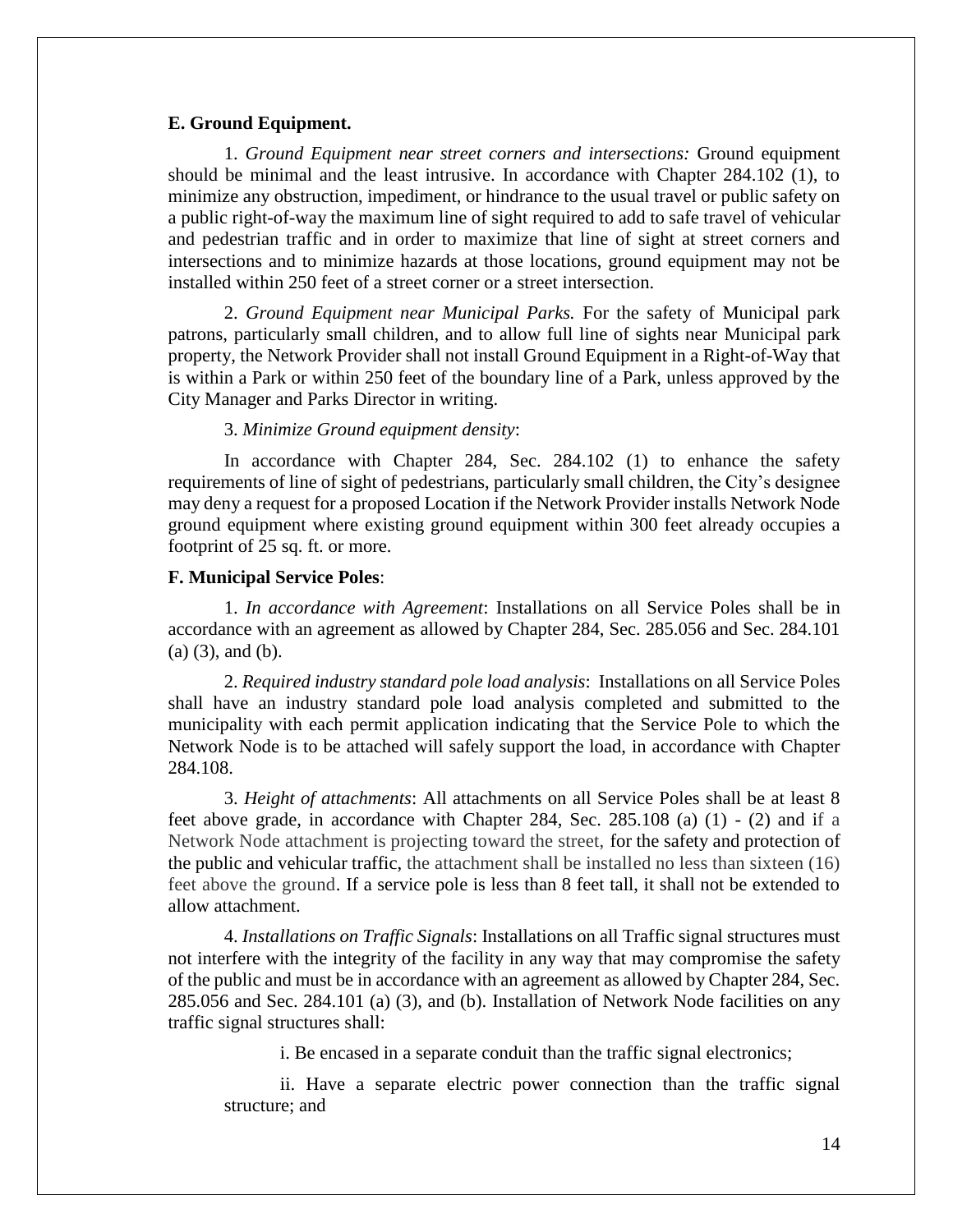**E. Ground Equipment.**

1. *Ground Equipment near street corners and intersections:* Ground equipment should be minimal and the least intrusive. In accordance with Chapter 284.102 (1), to minimize any obstruction, impediment, or hindrance to the usual travel or public safety on a public right-of-way the maximum line of sight required to add to safe travel of vehicular and pedestrian traffic and in order to maximize that line of sight at street corners and intersections and to minimize hazards at those locations, ground equipment may not be installed within 250 feet of a street corner or a street intersection.

2. *Ground Equipment near Municipal Parks.* For the safety of Municipal park patrons, particularly small children, and to allow full line of sights near Municipal park property, the Network Provider shall not install Ground Equipment in a Right-of-Way that is within a Park or within 250 feet of the boundary line of a Park, unless approved by the City Manager and Parks Director in writing.

3. *Minimize Ground equipment density*:

In accordance with Chapter 284, Sec. 284.102 (1) to enhance the safety requirements of line of sight of pedestrians, particularly small children, the City's designee may deny a request for a proposed Location if the Network Provider installs Network Node ground equipment where existing ground equipment within 300 feet already occupies a footprint of 25 sq. ft. or more.

**F. Municipal Service Poles**:

1. *In accordance with Agreement*: Installations on all Service Poles shall be in accordance with an agreement as allowed by Chapter 284, Sec. 285.056 and Sec. 284.101 (a) (3), and (b).

2. *Required industry standard pole load analysis*: Installations on all Service Poles shall have an industry standard pole load analysis completed and submitted to the municipality with each permit application indicating that the Service Pole to which the Network Node is to be attached will safely support the load, in accordance with Chapter 284.108.

3. *Height of attachments*: All attachments on all Service Poles shall be at least 8 feet above grade, in accordance with Chapter 284, Sec. 285.108 (a) (1) - (2) and if a Network Node attachment is projecting toward the street, for the safety and protection of the public and vehicular traffic, the attachment shall be installed no less than sixteen (16) feet above the ground. If a service pole is less than 8 feet tall, it shall not be extended to allow attachment.

4. *Installations on Traffic Signals*: Installations on all Traffic signal structures must not interfere with the integrity of the facility in any way that may compromise the safety of the public and must be in accordance with an agreement as allowed by Chapter 284, Sec. 285.056 and Sec. 284.101 (a) (3), and (b). Installation of Network Node facilities on any traffic signal structures shall:

i. Be encased in a separate conduit than the traffic signal electronics;

ii. Have a separate electric power connection than the traffic signal structure; and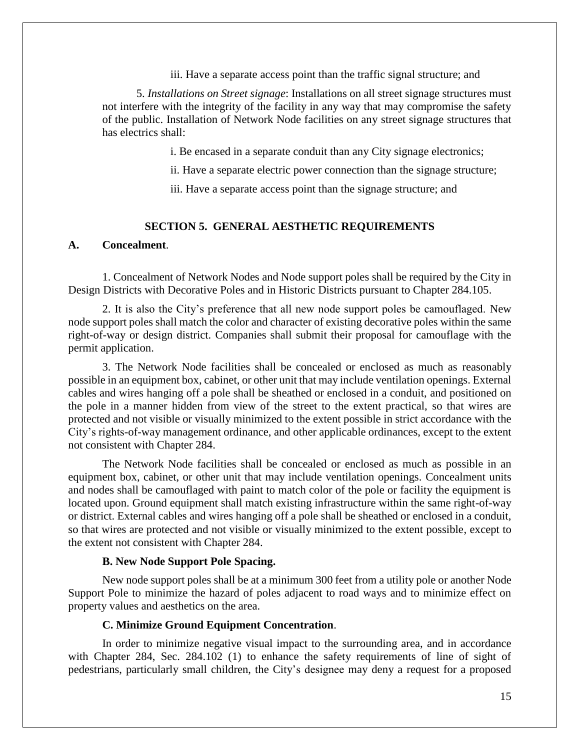iii. Have a separate access point than the traffic signal structure; and

5. *Installations on Street signage*: Installations on all street signage structures must not interfere with the integrity of the facility in any way that may compromise the safety of the public. Installation of Network Node facilities on any street signage structures that has electrics shall:

i. Be encased in a separate conduit than any City signage electronics;

ii. Have a separate electric power connection than the signage structure;

iii. Have a separate access point than the signage structure; and

## SECTION 5. GENERAL AESTHETIC REQUIREMENTS

### A. Concealment.

1. Concealment of Network Nodes and Node support poles shall be required by the City in Design Districts with Decorative Poles and in Historic Districts pursuant to Chapter 284.105.

2. It is also the City's preference that all new node support poles be camouflaged. New node support poles shall match the color and character of existing decorative poles within the same right-of-way or design district. Companies shall submit their proposal for camouflage with the permit application.

3. The Network Node facilities shall be concealed or enclosed as much as reasonably possible in an equipment box, cabinet, or other unit that may include ventilation openings. External cables and wires hanging off a pole shall be sheathed or enclosed in a conduit, and positioned on the pole in a manner hidden from view of the street to the extent practical, so that wires are protected and not visible or visually minimized to the extent possible in strict accordance with the City's rights-of-way management ordinance, and other applicable ordinances, except to the extent not consistent with Chapter 284.

The Network Node facilities shall be concealed or enclosed as much as possible in an equipment box, cabinet, or other unit that may include ventilation openings. Concealment units and nodes shall be camouflaged with paint to match color of the pole or facility the equipment is located upon. Ground equipment shall match existing infrastructure within the same right-of-way or district. External cables and wires hanging off a pole shall be sheathed or enclosed in a conduit, so that wires are protected and not visible or visually minimized to the extent possible, except to the extent not consistent with Chapter 284.

### B. New Node Support Pole Spacing.

New node support poles shall be at a minimum 300 feet from a utility pole or another Node Support Pole to minimize the hazard of poles adjacent to road ways and to minimize effect on property values and aesthetics on the area.

### C. Minimize Ground Equipment Concentration.

In order to minimize negative visual impact to the surrounding area, and in accordance with Chapter 284, Sec. 284.102 (1) to enhance the safety requirements of line of sight of pedestrians, particularly small children, the City's designee may deny a request for a proposed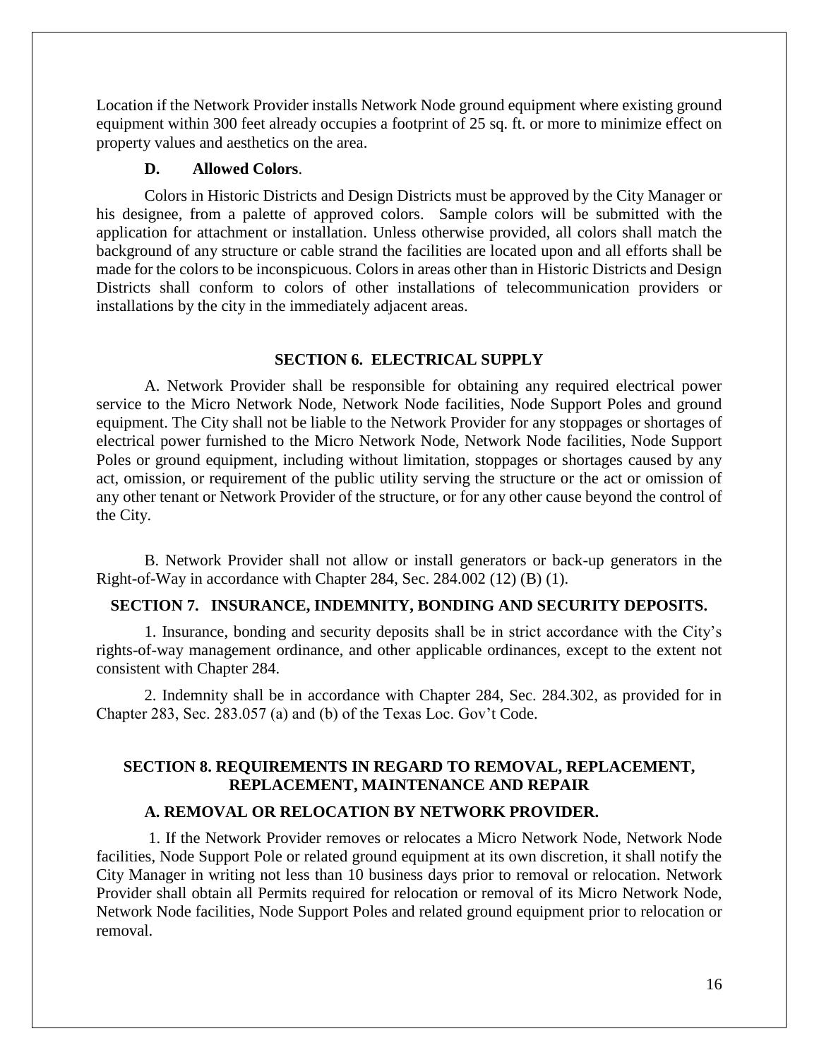Location if the Network Provider installs Network Node ground equipment where existing ground equipment within 300 feet already occupies a footprint of 25 sq. ft. or more to minimize effect on property values and aesthetics on the area.

**D. Allowed Colors**.

Colors in Historic Districts and Design Districts must be approved by the City Manager or his designee, from a palette of approved colors. Sample colors will be submitted with the application for attachment or installation. Unless otherwise provided, all colors shall match the background of any structure or cable strand the facilities are located upon and all efforts shall be made for the colors to be inconspicuous. Colors in areas other than in Historic Districts and Design Districts shall conform to colors of other installations of telecommunication providers or installations by the city in the immediately adjacent areas.

## SECTION 6. ELECTRICAL SUPPLY

A. Network Provider shall be responsible for obtaining any required electrical power service to the Micro Network Node, Network Node facilities, Node Support Poles and ground equipment. The City shall not be liable to the Network Provider for any stoppages or shortages of electrical power furnished to the Micro Network Node, Network Node facilities, Node Support Poles or ground equipment, including without limitation, stoppages or shortages caused by any act, omission, or requirement of the public utility serving the structure or the act or omission of any other tenant or Network Provider of the structure, or for any other cause beyond the control of the City.

B. Network Provider shall not allow or install generators or back-up generators in the Right-of-Way in accordance with Chapter 284, Sec. 284.002 (12) (B) (1).

## SECTION 7. INSURANCE, INDEMNITY, BONDING AND SECURITY DEPOSITS.

1. Insurance, bonding and security deposits shall be in strict accordance with the City's rights-of-way management ordinance, and other applicable ordinances, except to the extent not consistent with Chapter 284.

2. Indemnity shall be in accordance with Chapter 284, Sec. 284.302, as provided for in Chapter 283, Sec. 283.057 (a) and (b) of the Texas Loc. Gov't Code.

## SECTION 8. REQUIREMENTS IN REGARD TO REMOVAL, REPLACEMENT, REPLACEMENT, MAINTENANCE AND REPAIR

### A. REMOVAL OR RELOCATION BY NETWORK PROVIDER.

1. If the Network Provider removes or relocates a Micro Network Node, Network Node facilities, Node Support Pole or related ground equipment at its own discretion, it shall notify the City Manager in writing not less than 10 business days prior to removal or relocation. Network Provider shall obtain all Permits required for relocation or removal of its Micro Network Node, Network Node facilities, Node Support Poles and related ground equipment prior to relocation or removal.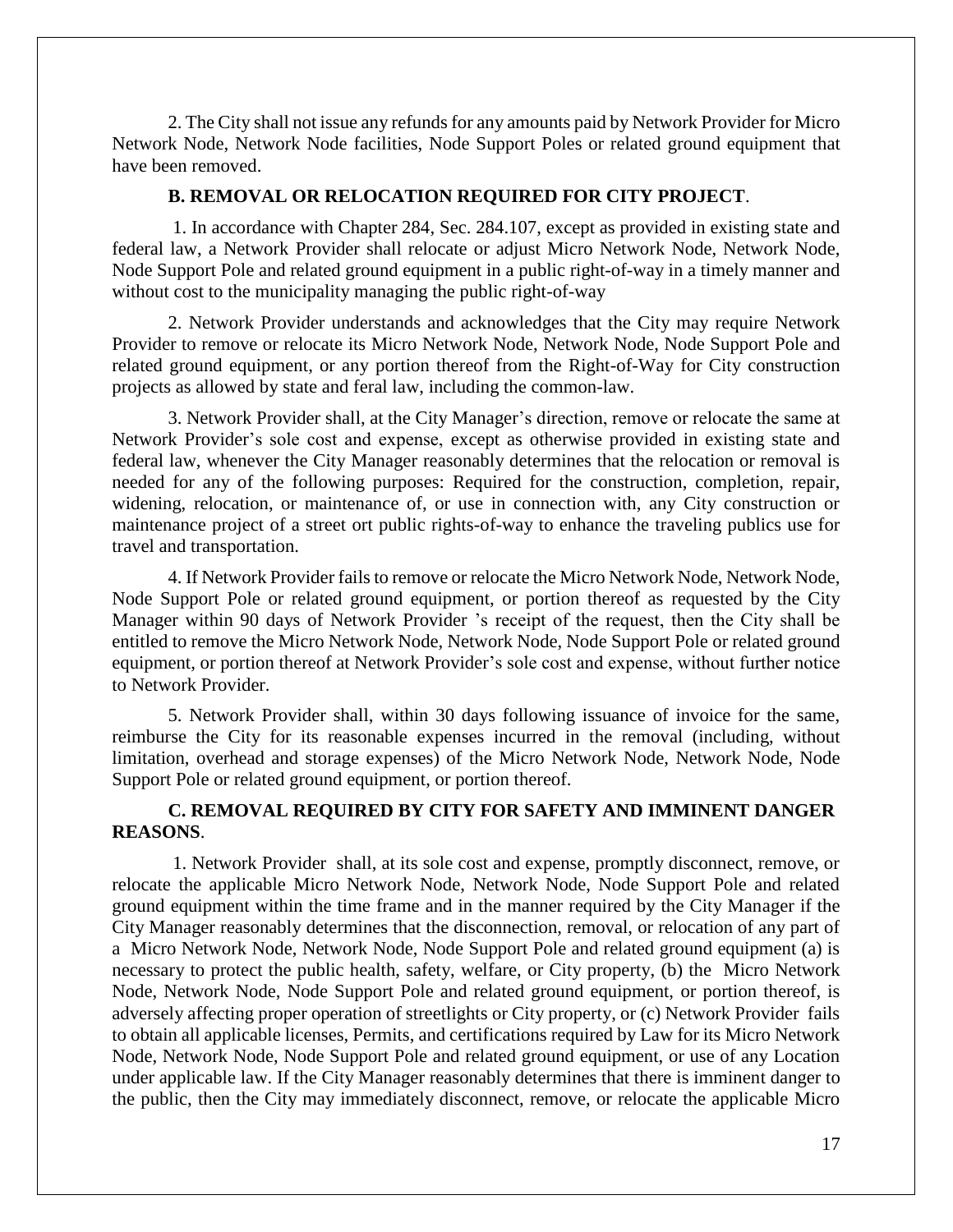2. The City shall not issue any refunds for any amounts paid by Network Provider for Micro Network Node, Network Node facilities, Node Support Poles or related ground equipment that have been removed.

**B. REMOVAL OR RELOCATION REQUIRED FOR CITY PROJECT**.

1. In accordance with Chapter 284, Sec. 284.107, except as provided in existing state and federal law, a Network Provider shall relocate or adjust Micro Network Node, Network Node, Node Support Pole and related ground equipment in a public right-of-way in a timely manner and without cost to the municipality managing the public right-of-way

2. Network Provider understands and acknowledges that the City may require Network Provider to remove or relocate its Micro Network Node, Network Node, Node Support Pole and related ground equipment, or any portion thereof from the Right-of-Way for City construction projects as allowed by state and feral law, including the common-law.

3. Network Provider shall, at the City Manager's direction, remove or relocate the same at Network Provider's sole cost and expense, except as otherwise provided in existing state and federal law, whenever the City Manager reasonably determines that the relocation or removal is needed for any of the following purposes: Required for the construction, completion, repair, widening, relocation, or maintenance of, or use in connection with, any City construction or maintenance project of a street ort public rights-of-way to enhance the traveling publics use for travel and transportation.

4. If Network Provider fails to remove or relocate the Micro Network Node, Network Node, Node Support Pole or related ground equipment, or portion thereof as requested by the City Manager within 90 days of Network Provider 's receipt of the request, then the City shall be entitled to remove the Micro Network Node, Network Node, Node Support Pole or related ground equipment, or portion thereof at Network Provider's sole cost and expense, without further notice to Network Provider.

5. Network Provider shall, within 30 days following issuance of invoice for the same, reimburse the City for its reasonable expenses incurred in the removal (including, without limitation, overhead and storage expenses) of the Micro Network Node, Network Node, Node Support Pole or related ground equipment, or portion thereof.

**C. REMOVAL REQUIRED BY CITY FOR SAFETY AND IMMINENT DANGER REASONS**.

1. Network Provider shall, at its sole cost and expense, promptly disconnect, remove, or relocate the applicable Micro Network Node, Network Node, Node Support Pole and related ground equipment within the time frame and in the manner required by the City Manager if the City Manager reasonably determines that the disconnection, removal, or relocation of any part of a Micro Network Node, Network Node, Node Support Pole and related ground equipment (a) is necessary to protect the public health, safety, welfare, or City property, (b) the Micro Network Node, Network Node, Node Support Pole and related ground equipment, or portion thereof, is adversely affecting proper operation of streetlights or City property, or (c) Network Provider fails to obtain all applicable licenses, Permits, and certifications required by Law for its Micro Network Node, Network Node, Node Support Pole and related ground equipment, or use of any Location under applicable law. If the City Manager reasonably determines that there is imminent danger to the public, then the City may immediately disconnect, remove, or relocate the applicable Micro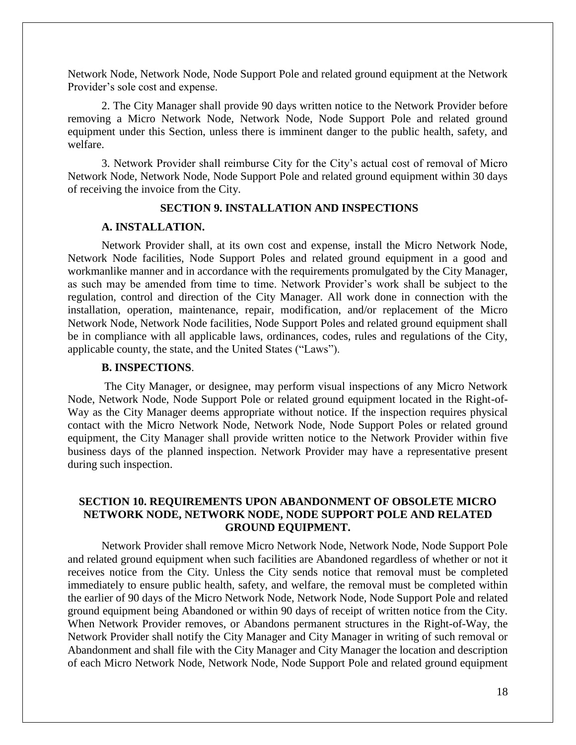Network Node, Network Node, Node Support Pole and related ground equipment at the Network Provider's sole cost and expense.

2. The City Manager shall provide 90 days written notice to the Network Provider before removing a Micro Network Node, Network Node, Node Support Pole and related ground equipment under this Section, unless there is imminent danger to the public health, safety, and welfare.

3. Network Provider shall reimburse City for the City's actual cost of removal of Micro Network Node, Network Node, Node Support Pole and related ground equipment within 30 days of receiving the invoice from the City.

## SECTION 9. INSTALLATION AND INSPECTIONS

### A. INSTALLATION.

Network Provider shall, at its own cost and expense, install the Micro Network Node, Network Node facilities, Node Support Poles and related ground equipment in a good and workmanlike manner and in accordance with the requirements promulgated by the City Manager, as such may be amended from time to time. Network Provider's work shall be subject to the regulation, control and direction of the City Manager. All work done in connection with the installation, operation, maintenance, repair, modification, and/or replacement of the Micro Network Node, Network Node facilities, Node Support Poles and related ground equipment shall be in compliance with all applicable laws, ordinances, codes, rules and regulations of the City, applicable county, the state, and the United States ("Laws").

### B. INSPECTIONS.

The City Manager, or designee, may perform visual inspections of any Micro Network Node, Network Node, Node Support Pole or related ground equipment located in the Right-of-Way as the City Manager deems appropriate without notice. If the inspection requires physical contact with the Micro Network Node, Network Node, Node Support Poles or related ground equipment, the City Manager shall provide written notice to the Network Provider within five business days of the planned inspection. Network Provider may have a representative present during such inspection.

## SECTION 10. REQUIREMENTS UPON ABANDONMENT OF OBSOLETE MICRO NETWORK NODE, NETWORK NODE, NODE SUPPORT POLE AND RELATED GROUND EQUIPMENT.

Network Provider shall remove Micro Network Node, Network Node, Node Support Pole and related ground equipment when such facilities are Abandoned regardless of whether or not it receives notice from the City. Unless the City sends notice that removal must be completed immediately to ensure public health, safety, and welfare, the removal must be completed within the earlier of 90 days of the Micro Network Node, Network Node, Node Support Pole and related ground equipment being Abandoned or within 90 days of receipt of written notice from the City. When Network Provider removes, or Abandons permanent structures in the Right-of-Way, the Network Provider shall notify the City Manager and City Manager in writing of such removal or Abandonment and shall file with the City Manager and City Manager the location and description of each Micro Network Node, Network Node, Node Support Pole and related ground equipment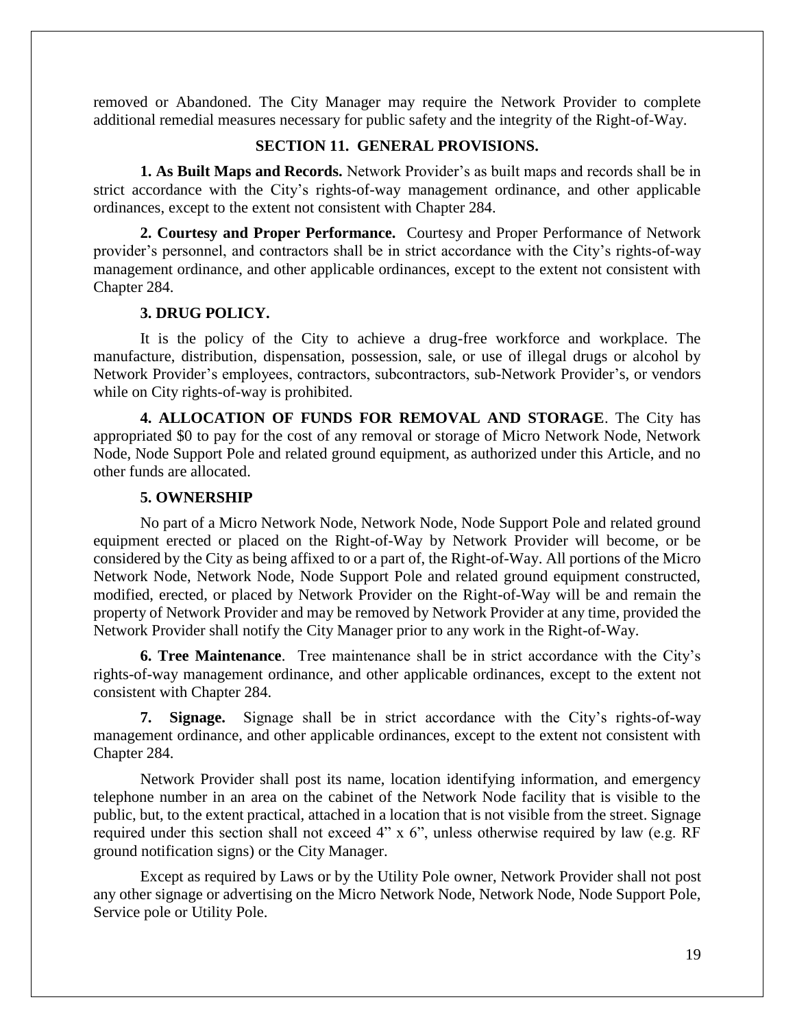removed or Abandoned. The City Manager may require the Network Provider to complete additional remedial measures necessary for public safety and the integrity of the Right-of-Way.

## SECTION 11. GENERAL PROVISIONS.

**1. As Built Maps and Records.** Network Provider's as built maps and records shall be in strict accordance with the City's rights-of-way management ordinance, and other applicable ordinances, except to the extent not consistent with Chapter 284.

**2. Courtesy and Proper Performance.** Courtesy and Proper Performance of Network provider's personnel, and contractors shall be in strict accordance with the City's rights-of-way management ordinance, and other applicable ordinances, except to the extent not consistent with Chapter 284.

**3. DRUG POLICY.**

It is the policy of the City to achieve a drug-free workforce and workplace. The manufacture, distribution, dispensation, possession, sale, or use of illegal drugs or alcohol by Network Provider's employees, contractors, subcontractors, sub-Network Provider's, or vendors while on City rights-of-way is prohibited.

**4. ALLOCATION OF FUNDS FOR REMOVAL AND STORAGE**. The City has appropriated $0 to pay for the cost of any removal or storage of Micro Network Node, Network Node, Node Support Pole and related ground equipment, as authorized under this Article, and no other funds are allocated.

**5. OWNERSHIP**

No part of a Micro Network Node, Network Node, Node Support Pole and related ground equipment erected or placed on the Right-of-Way by Network Provider will become, or be considered by the City as being affixed to or a part of, the Right-of-Way. All portions of the Micro Network Node, Network Node, Node Support Pole and related ground equipment constructed, modified, erected, or placed by Network Provider on the Right-of-Way will be and remain the property of Network Provider and may be removed by Network Provider at any time, provided the Network Provider shall notify the City Manager prior to any work in the Right-of-Way.

**6. Tree Maintenance**. Tree maintenance shall be in strict accordance with the City's rights-of-way management ordinance, and other applicable ordinances, except to the extent not consistent with Chapter 284.

**7. Signage.** Signage shall be in strict accordance with the City's rights-of-way management ordinance, and other applicable ordinances, except to the extent not consistent with Chapter 284.

Network Provider shall post its name, location identifying information, and emergency telephone number in an area on the cabinet of the Network Node facility that is visible to the public, but, to the extent practical, attached in a location that is not visible from the street. Signage required under this section shall not exceed 4" x 6", unless otherwise required by law (e.g. RF ground notification signs) or the City Manager.

Except as required by Laws or by the Utility Pole owner, Network Provider shall not post any other signage or advertising on the Micro Network Node, Network Node, Node Support Pole, Service pole or Utility Pole.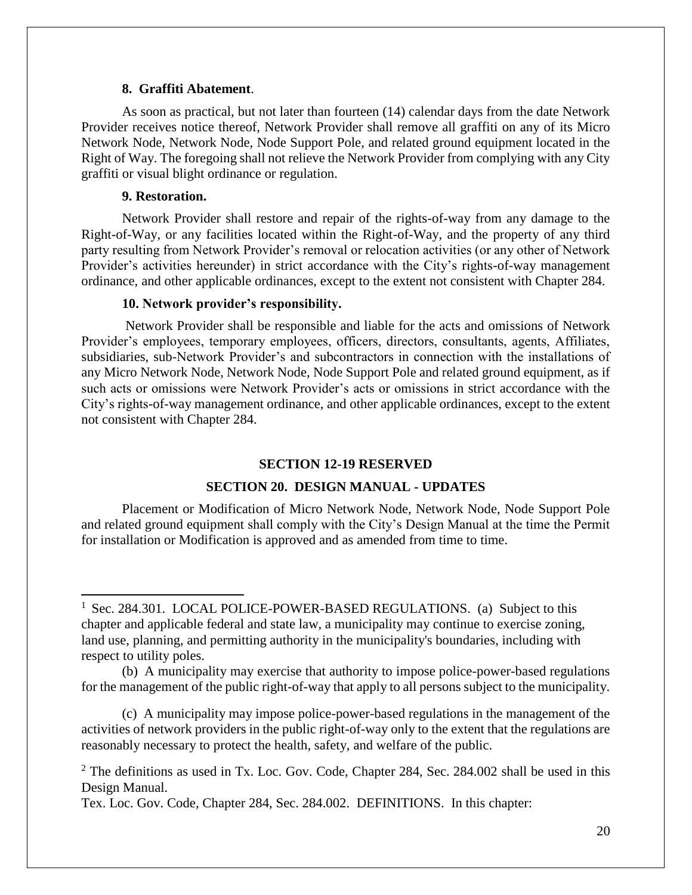**8. Graffiti Abatement**.

As soon as practical, but not later than fourteen (14) calendar days from the date Network Provider receives notice thereof, Network Provider shall remove all graffiti on any of its Micro Network Node, Network Node, Node Support Pole, and related ground equipment located in the Right of Way. The foregoing shall not relieve the Network Provider from complying with any City graffiti or visual blight ordinance or regulation.

**9. Restoration.**

Network Provider shall restore and repair of the rights-of-way from any damage to the Right-of-Way, or any facilities located within the Right-of-Way, and the property of any third party resulting from Network Provider's removal or relocation activities (or any other of Network Provider's activities hereunder) in strict accordance with the City's rights-of-way management ordinance, and other applicable ordinances, except to the extent not consistent with Chapter 284.

**10. Network provider's responsibility.**

Network Provider shall be responsible and liable for the acts and omissions of Network Provider's employees, temporary employees, officers, directors, consultants, agents, Affiliates, subsidiaries, sub-Network Provider's and subcontractors in connection with the installations of any Micro Network Node, Network Node, Node Support Pole and related ground equipment, as if such acts or omissions were Network Provider's acts or omissions in strict accordance with the City's rights-of-way management ordinance, and other applicable ordinances, except to the extent not consistent with Chapter 284.

## SECTION 12-19 RESERVED

## SECTION 20. DESIGN MANUAL - UPDATES

Placement or Modification of Micro Network Node, Network Node, Node Support Pole and related ground equipment shall comply with the City's Design Manual at the time the Permit for installation or Modification is approved and as amended from time to time.

---

[1] Sec. 284.301. LOCAL POLICE-POWER-BASED REGULATIONS. (a) Subject to this chapter and applicable federal and state law, a municipality may continue to exercise zoning, land use, planning, and permitting authority in the municipality's boundaries, including with respect to utility poles.

(b) A municipality may exercise that authority to impose police-power-based regulations for the management of the public right-of-way that apply to all persons subject to the municipality.

(c) A municipality may impose police-power-based regulations in the management of the activities of network providers in the public right-of-way only to the extent that the regulations are reasonably necessary to protect the health, safety, and welfare of the public.

[2] The definitions as used in Tx. Loc. Gov. Code, Chapter 284, Sec. 284.002 shall be used in this Design Manual.

Tex. Loc. Gov. Code, Chapter 284, Sec. 284.002. DEFINITIONS. In this chapter: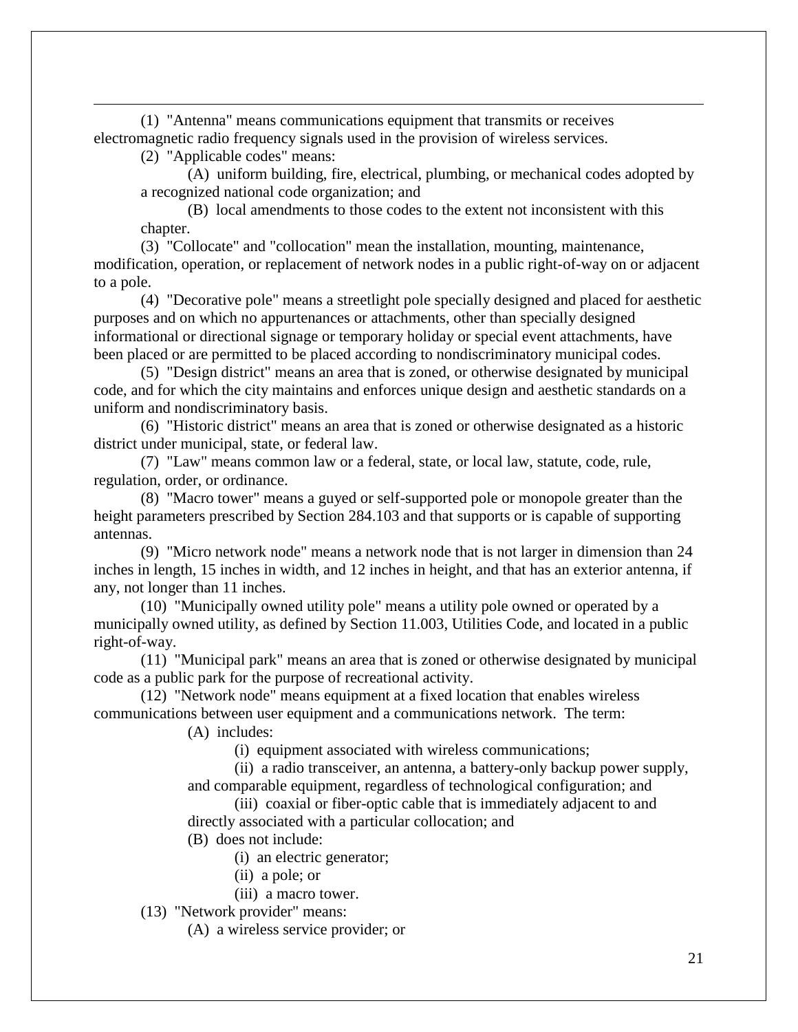(1) "Antenna" means communications equipment that transmits or receives electromagnetic radio frequency signals used in the provision of wireless services.

(2) "Applicable codes" means:

(A) uniform building, fire, electrical, plumbing, or mechanical codes adopted by a recognized national code organization; and

(B) local amendments to those codes to the extent not inconsistent with this chapter.

(3) "Collocate" and "collocation" mean the installation, mounting, maintenance, modification, operation, or replacement of network nodes in a public right-of-way on or adjacent to a pole.

(4) "Decorative pole" means a streetlight pole specially designed and placed for aesthetic purposes and on which no appurtenances or attachments, other than specially designed informational or directional signage or temporary holiday or special event attachments, have been placed or are permitted to be placed according to nondiscriminatory municipal codes.

(5) "Design district" means an area that is zoned, or otherwise designated by municipal code, and for which the city maintains and enforces unique design and aesthetic standards on a uniform and nondiscriminatory basis.

(6) "Historic district" means an area that is zoned or otherwise designated as a historic district under municipal, state, or federal law.

(7) "Law" means common law or a federal, state, or local law, statute, code, rule, regulation, order, or ordinance.

(8) "Macro tower" means a guyed or self-supported pole or monopole greater than the height parameters prescribed by Section 284.103 and that supports or is capable of supporting antennas.

(9) "Micro network node" means a network node that is not larger in dimension than 24 inches in length, 15 inches in width, and 12 inches in height, and that has an exterior antenna, if any, not longer than 11 inches.

(10) "Municipally owned utility pole" means a utility pole owned or operated by a municipally owned utility, as defined by Section 11.003, Utilities Code, and located in a public right-of-way.

(11) "Municipal park" means an area that is zoned or otherwise designated by municipal code as a public park for the purpose of recreational activity.

(12) "Network node" means equipment at a fixed location that enables wireless communications between user equipment and a communications network. The term:

(A) includes:

(i) equipment associated with wireless communications;

(ii) a radio transceiver, an antenna, a battery-only backup power supply, and comparable equipment, regardless of technological configuration; and

(iii) coaxial or fiber-optic cable that is immediately adjacent to and directly associated with a particular collocation; and

(B) does not include:

(i) an electric generator;

(ii) a pole; or

(iii) a macro tower.

(13) "Network provider" means:

(A) a wireless service provider; or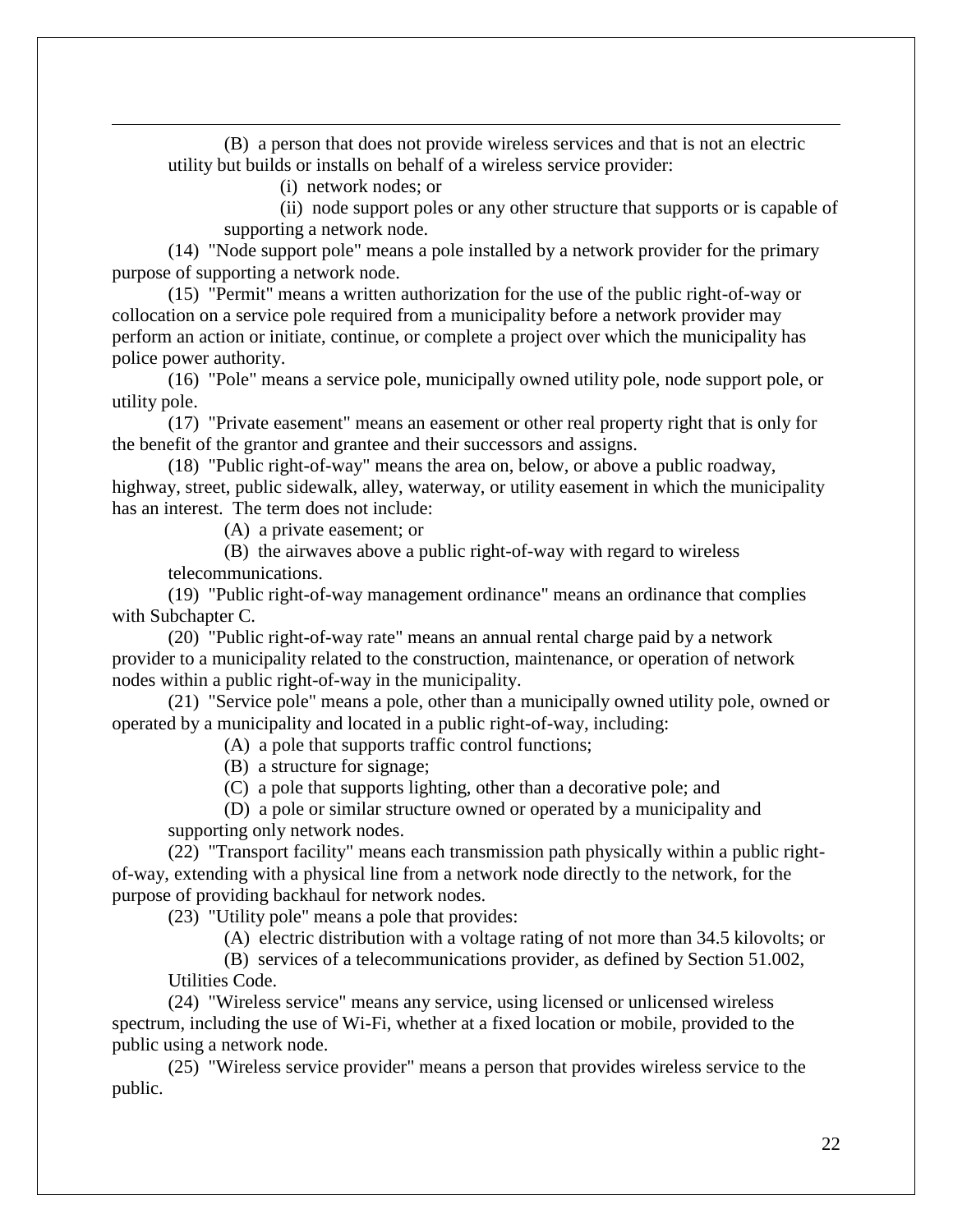(B) a person that does not provide wireless services and that is not an electric utility but builds or installs on behalf of a wireless service provider:

(i) network nodes; or

(ii) node support poles or any other structure that supports or is capable of supporting a network node.

(14) "Node support pole" means a pole installed by a network provider for the primary purpose of supporting a network node.

(15) "Permit" means a written authorization for the use of the public right-of-way or collocation on a service pole required from a municipality before a network provider may perform an action or initiate, continue, or complete a project over which the municipality has police power authority.

(16) "Pole" means a service pole, municipally owned utility pole, node support pole, or utility pole.

(17) "Private easement" means an easement or other real property right that is only for the benefit of the grantor and grantee and their successors and assigns.

(18) "Public right-of-way" means the area on, below, or above a public roadway, highway, street, public sidewalk, alley, waterway, or utility easement in which the municipality has an interest. The term does not include:

(A) a private easement; or

(B) the airwaves above a public right-of-way with regard to wireless telecommunications.

(19) "Public right-of-way management ordinance" means an ordinance that complies with Subchapter C.

(20) "Public right-of-way rate" means an annual rental charge paid by a network provider to a municipality related to the construction, maintenance, or operation of network nodes within a public right-of-way in the municipality.

(21) "Service pole" means a pole, other than a municipally owned utility pole, owned or operated by a municipality and located in a public right-of-way, including:

(A) a pole that supports traffic control functions;

(B) a structure for signage;

(C) a pole that supports lighting, other than a decorative pole; and

(D) a pole or similar structure owned or operated by a municipality and supporting only network nodes.

(22) "Transport facility" means each transmission path physically within a public right-of-way, extending with a physical line from a network node directly to the network, for the purpose of providing backhaul for network nodes.

(23) "Utility pole" means a pole that provides:

(A) electric distribution with a voltage rating of not more than 34.5 kilovolts; or

(B) services of a telecommunications provider, as defined by Section 51.002, Utilities Code.

(24) "Wireless service" means any service, using licensed or unlicensed wireless spectrum, including the use of Wi-Fi, whether at a fixed location or mobile, provided to the public using a network node.

(25) "Wireless service provider" means a person that provides wireless service to the public.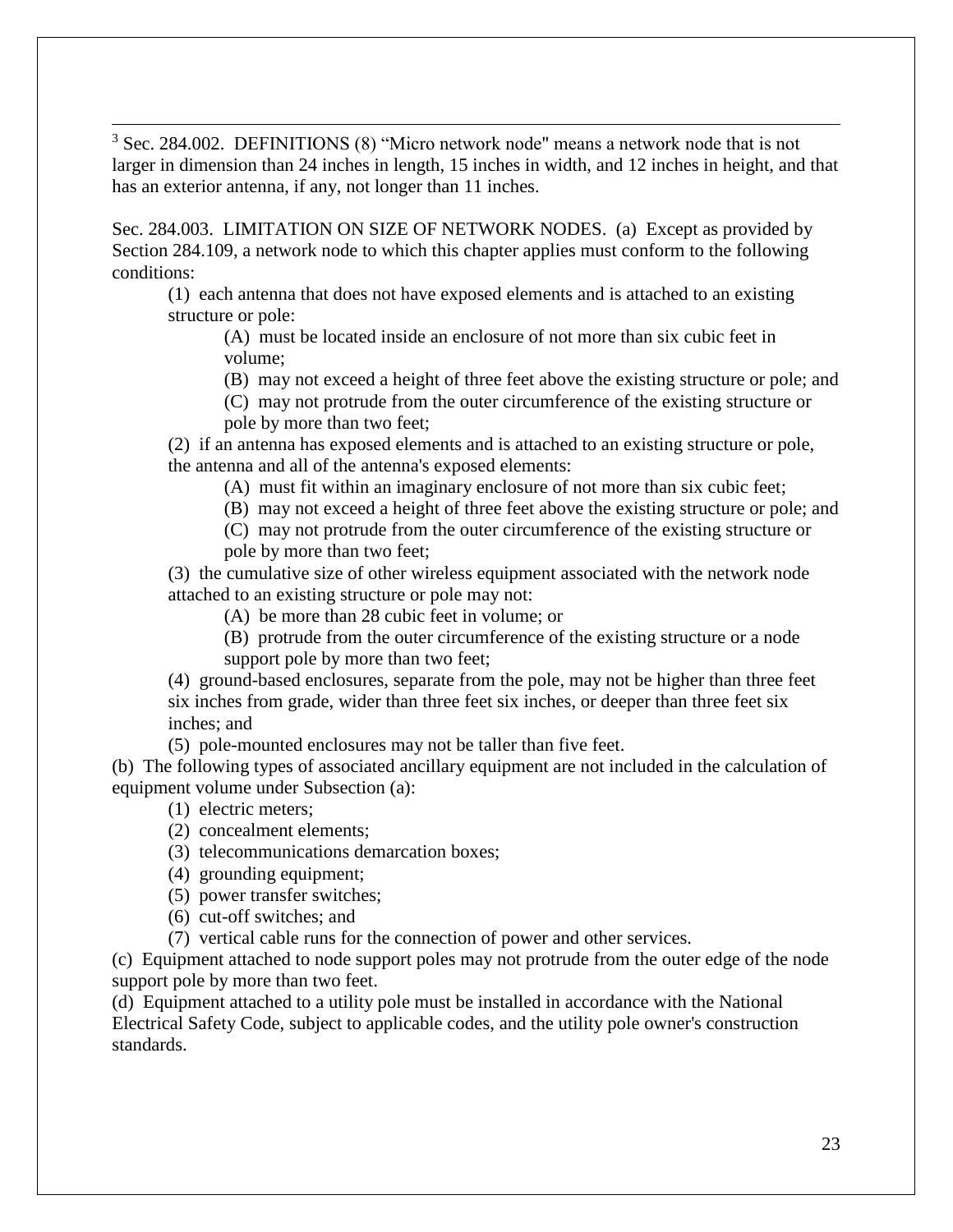[3] Sec. 284.002. DEFINITIONS (8) "Micro network node" means a network node that is not larger in dimension than 24 inches in length, 15 inches in width, and 12 inches in height, and that has an exterior antenna, if any, not longer than 11 inches.

Sec. 284.003. LIMITATION ON SIZE OF NETWORK NODES. (a) Except as provided by Section 284.109, a network node to which this chapter applies must conform to the following conditions:

(1) each antenna that does not have exposed elements and is attached to an existing structure or pole:

(A) must be located inside an enclosure of not more than six cubic feet in volume;

(B) may not exceed a height of three feet above the existing structure or pole; and

(C) may not protrude from the outer circumference of the existing structure or pole by more than two feet;

(2) if an antenna has exposed elements and is attached to an existing structure or pole, the antenna and all of the antenna's exposed elements:

(A) must fit within an imaginary enclosure of not more than six cubic feet;

(B) may not exceed a height of three feet above the existing structure or pole; and

(C) may not protrude from the outer circumference of the existing structure or pole by more than two feet;

(3) the cumulative size of other wireless equipment associated with the network node attached to an existing structure or pole may not:

(A) be more than 28 cubic feet in volume; or

(B) protrude from the outer circumference of the existing structure or a node support pole by more than two feet;

(4) ground-based enclosures, separate from the pole, may not be higher than three feet six inches from grade, wider than three feet six inches, or deeper than three feet six inches; and

(5) pole-mounted enclosures may not be taller than five feet.

(b) The following types of associated ancillary equipment are not included in the calculation of equipment volume under Subsection (a):

(1) electric meters;

(2) concealment elements;

(3) telecommunications demarcation boxes;

(4) grounding equipment;

(5) power transfer switches;

(6) cut-off switches; and

(7) vertical cable runs for the connection of power and other services.

(c) Equipment attached to node support poles may not protrude from the outer edge of the node support pole by more than two feet.

(d) Equipment attached to a utility pole must be installed in accordance with the National Electrical Safety Code, subject to applicable codes, and the utility pole owner's construction standards.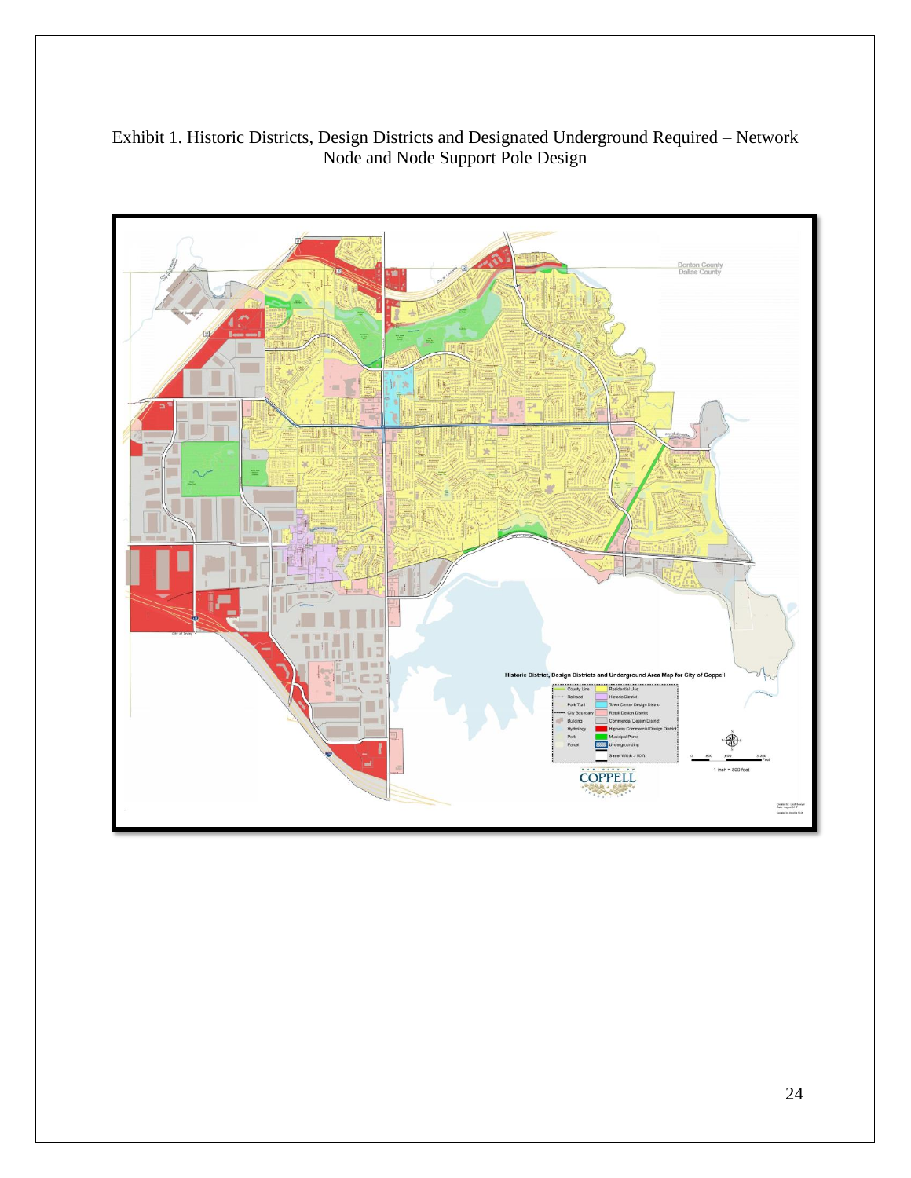Exhibit 1. Historic Districts, Design Districts and Designated Underground Required – Network Node and Node Support Pole Design

Historic District, Design Districts and Underground Area Map for City of Coppell

County Line
Railroad
Park Trail
City Boundary
Building
Hydrology
Park
Parcel

Residential Use
Historic District
Town Center Design District
Retail Design District
Commercial Design District
Highway Commercial Design District
Municipal Parks
Undergrounding
Street Width > 60 ft

Denton County
Dallas County

1 inch = 800 feet

COPPELL